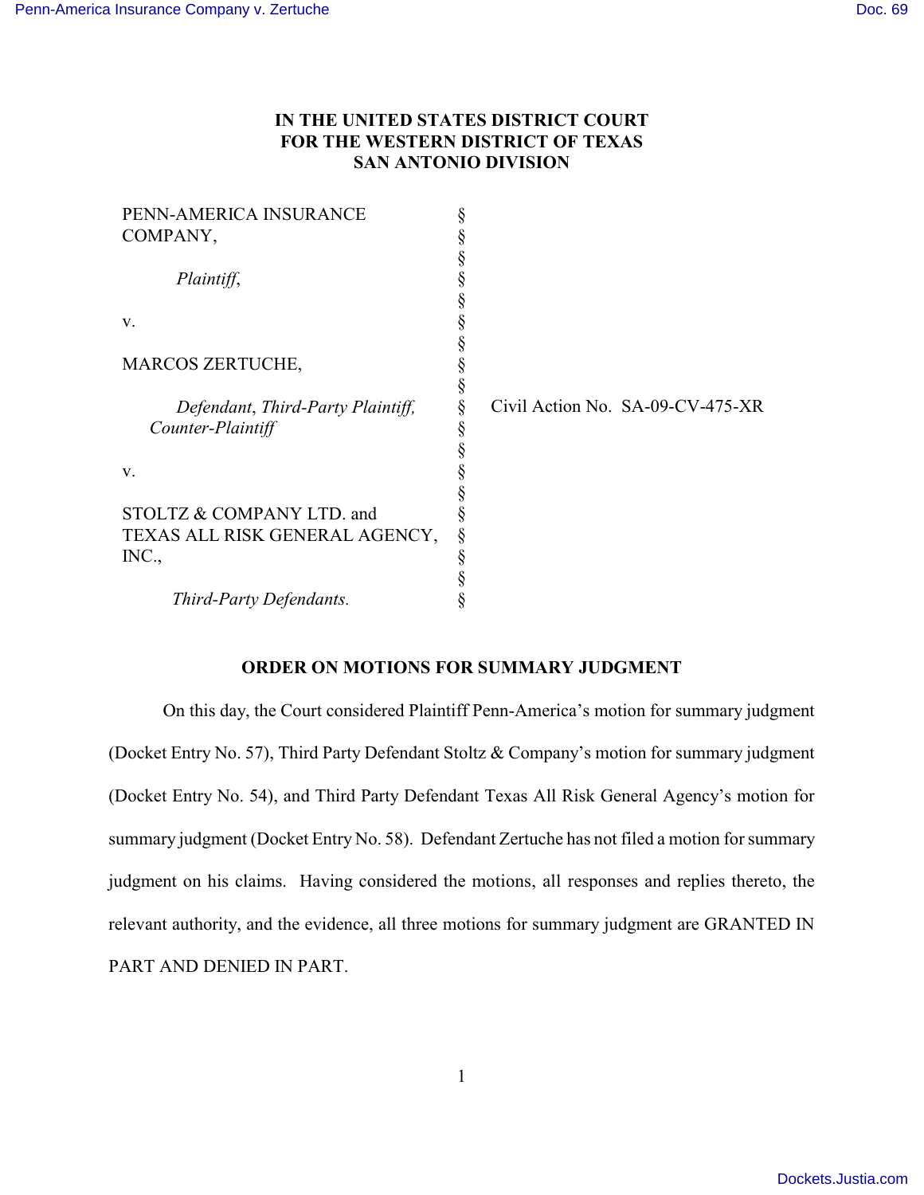**IN THE UNITED STATES DISTRICT COURT**
**FOR THE WESTERN DISTRICT OF TEXAS**
**SAN ANTONIO DIVISION**

| | | |
|---|---|---|
| PENN-AMERICA INSURANCE COMPANY, | § | |
| *Plaintiff*, | § | |
| v. | § | |
| MARCOS ZERTUCHE, | § | |
| *Defendant*, *Third-Party Plaintiff, Counter-Plaintiff* | § | Civil Action No. SA-09-CV-475-XR |
| v. | § | |
| STOLTZ & COMPANY LTD. and TEXAS ALL RISK GENERAL AGENCY, INC., | § | |
| *Third-Party Defendants.* | § | |

**ORDER ON MOTIONS FOR SUMMARY JUDGMENT**

On this day, the Court considered Plaintiff Penn-America's motion for summary judgment (Docket Entry No. 57), Third Party Defendant Stoltz & Company's motion for summary judgment (Docket Entry No. 54), and Third Party Defendant Texas All Risk General Agency's motion for summary judgment (Docket Entry No. 58). Defendant Zertuche has not filed a motion for summary judgment on his claims. Having considered the motions, all responses and replies thereto, the relevant authority, and the evidence, all three motions for summary judgment are GRANTED IN PART AND DENIED IN PART.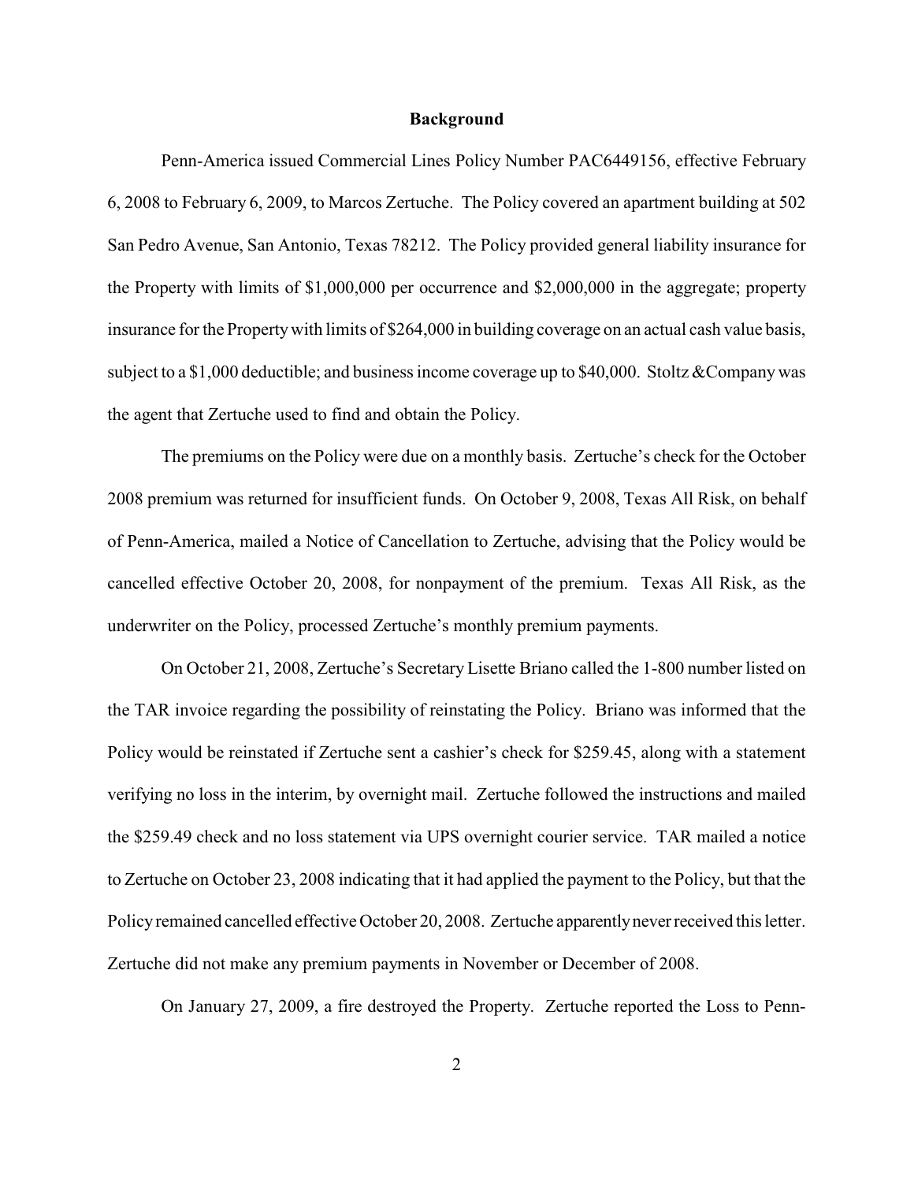## Background

Penn-America issued Commercial Lines Policy Number PAC6449156, effective February 6, 2008 to February 6, 2009, to Marcos Zertuche. The Policy covered an apartment building at 502 San Pedro Avenue, San Antonio, Texas 78212. The Policy provided general liability insurance for the Property with limits of $1,000,000 per occurrence and $2,000,000 in the aggregate; property insurance for the Property with limits of $264,000 in building coverage on an actual cash value basis, subject to a $1,000 deductible; and business income coverage up to $40,000. Stoltz &Company was the agent that Zertuche used to find and obtain the Policy.

The premiums on the Policy were due on a monthly basis. Zertuche's check for the October 2008 premium was returned for insufficient funds. On October 9, 2008, Texas All Risk, on behalf of Penn-America, mailed a Notice of Cancellation to Zertuche, advising that the Policy would be cancelled effective October 20, 2008, for nonpayment of the premium. Texas All Risk, as the underwriter on the Policy, processed Zertuche's monthly premium payments.

On October 21, 2008, Zertuche's Secretary Lisette Briano called the 1-800 number listed on the TAR invoice regarding the possibility of reinstating the Policy. Briano was informed that the Policy would be reinstated if Zertuche sent a cashier's check for $259.45, along with a statement verifying no loss in the interim, by overnight mail. Zertuche followed the instructions and mailed the $259.49 check and no loss statement via UPS overnight courier service. TAR mailed a notice to Zertuche on October 23, 2008 indicating that it had applied the payment to the Policy, but that the Policy remained cancelled effective October 20, 2008. Zertuche apparently never received this letter. Zertuche did not make any premium payments in November or December of 2008.

On January 27, 2009, a fire destroyed the Property. Zertuche reported the Loss to Penn-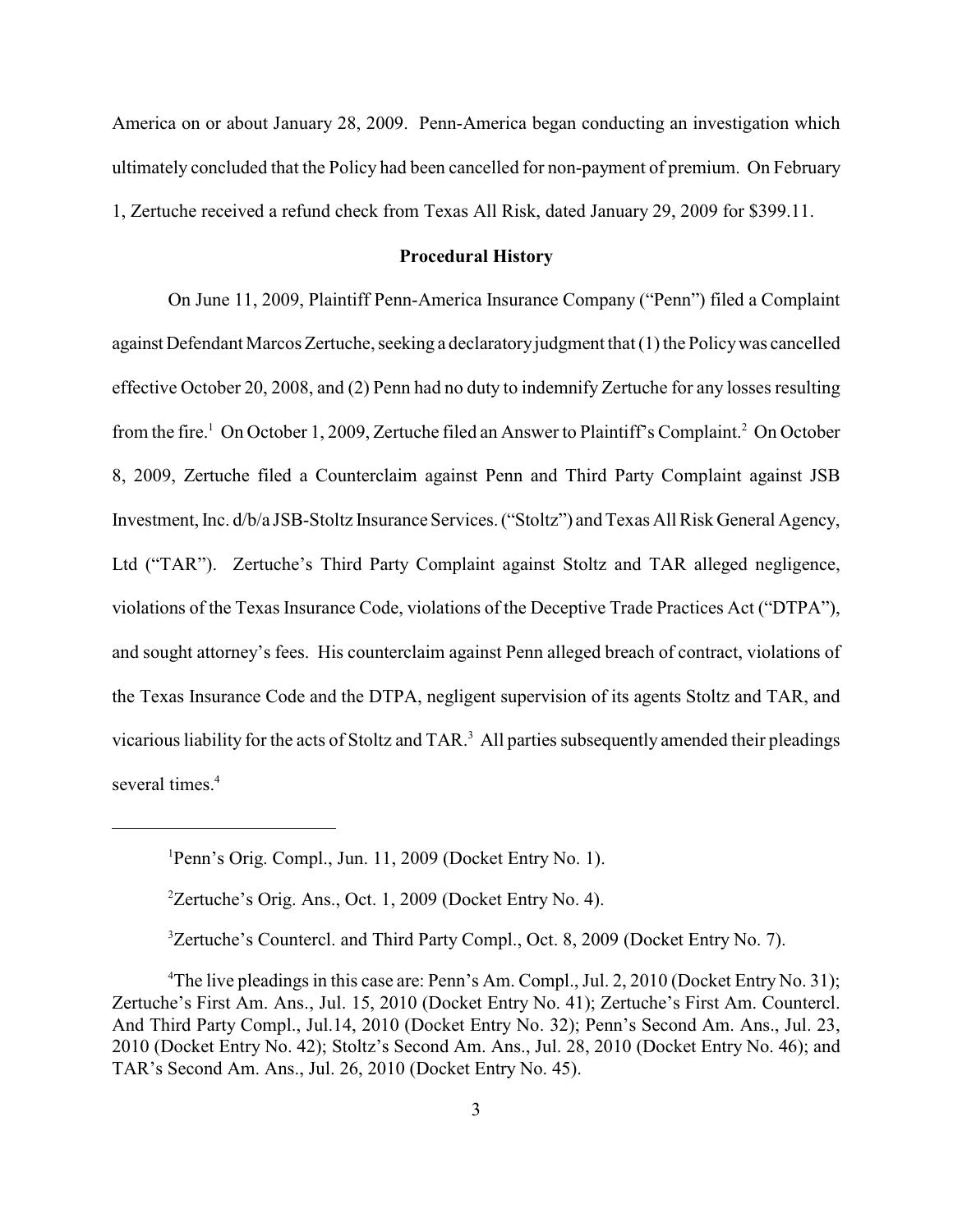America on or about January 28, 2009. Penn-America began conducting an investigation which ultimately concluded that the Policy had been cancelled for non-payment of premium. On February 1, Zertuche received a refund check from Texas All Risk, dated January 29, 2009 for $399.11.

**Procedural History**

On June 11, 2009, Plaintiff Penn-America Insurance Company ("Penn") filed a Complaint against Defendant Marcos Zertuche, seeking a declaratory judgment that (1) the Policy was cancelled effective October 20, 2008, and (2) Penn had no duty to indemnify Zertuche for any losses resulting from the fire.[1] On October 1, 2009, Zertuche filed an Answer to Plaintiff's Complaint.[2] On October 8, 2009, Zertuche filed a Counterclaim against Penn and Third Party Complaint against JSB Investment, Inc. d/b/a JSB-Stoltz Insurance Services. ("Stoltz") and Texas All Risk General Agency, Ltd ("TAR"). Zertuche's Third Party Complaint against Stoltz and TAR alleged negligence, violations of the Texas Insurance Code, violations of the Deceptive Trade Practices Act ("DTPA"), and sought attorney's fees. His counterclaim against Penn alleged breach of contract, violations of the Texas Insurance Code and the DTPA, negligent supervision of its agents Stoltz and TAR, and vicarious liability for the acts of Stoltz and TAR.[3] All parties subsequently amended their pleadings several times.[4]

---

[1] Penn's Orig. Compl., Jun. 11, 2009 (Docket Entry No. 1).

[2] Zertuche's Orig. Ans., Oct. 1, 2009 (Docket Entry No. 4).

[3] Zertuche's Countercl. and Third Party Compl., Oct. 8, 2009 (Docket Entry No. 7).

[4] The live pleadings in this case are: Penn's Am. Compl., Jul. 2, 2010 (Docket Entry No. 31); Zertuche's First Am. Ans., Jul. 15, 2010 (Docket Entry No. 41); Zertuche's First Am. Countercl. And Third Party Compl., Jul.14, 2010 (Docket Entry No. 32); Penn's Second Am. Ans., Jul. 23, 2010 (Docket Entry No. 42); Stoltz's Second Am. Ans., Jul. 28, 2010 (Docket Entry No. 46); and TAR's Second Am. Ans., Jul. 26, 2010 (Docket Entry No. 45).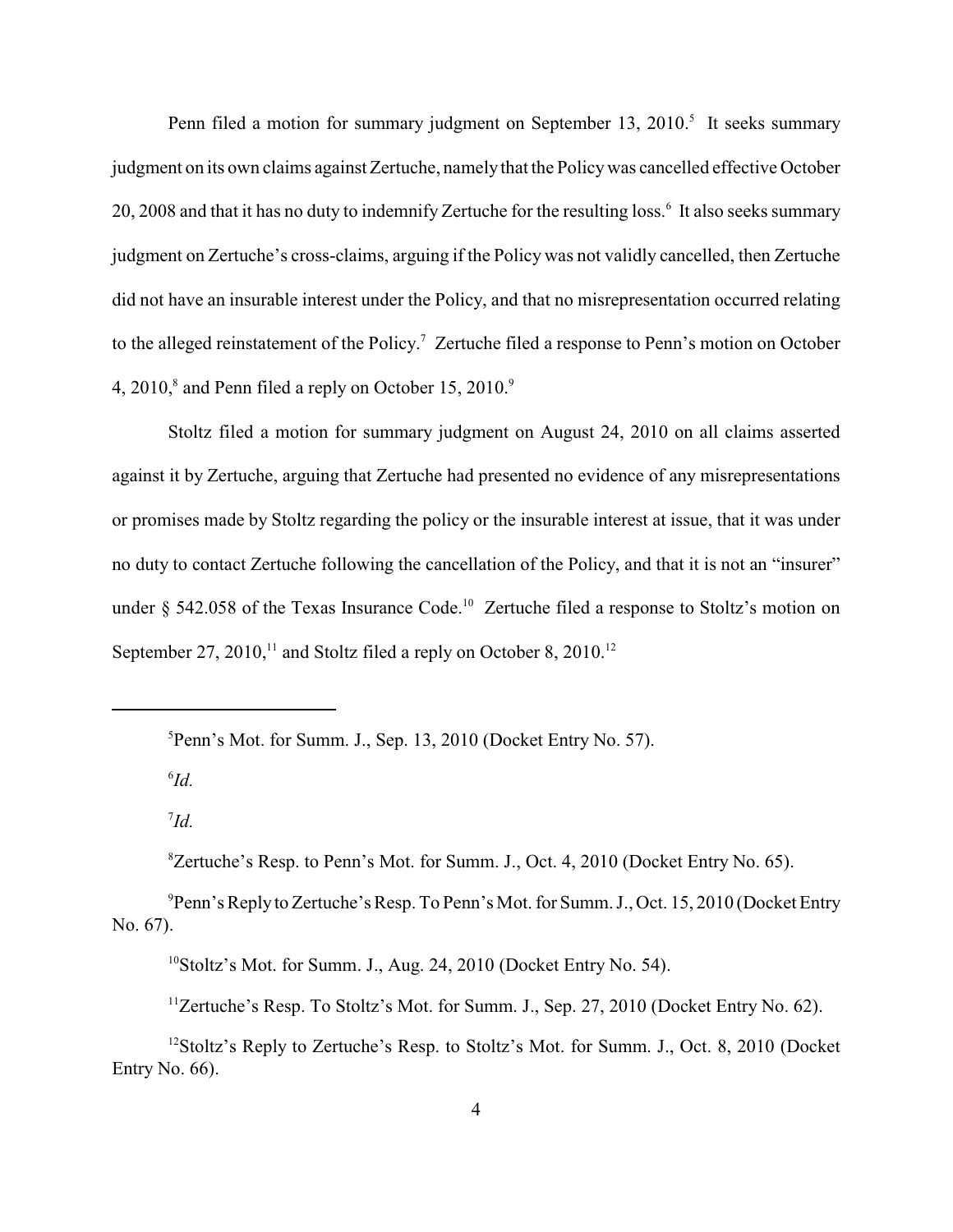Penn filed a motion for summary judgment on September 13, 2010.[5] It seeks summary judgment on its own claims against Zertuche, namely that the Policy was cancelled effective October 20, 2008 and that it has no duty to indemnify Zertuche for the resulting loss.[6] It also seeks summary judgment on Zertuche's cross-claims, arguing if the Policy was not validly cancelled, then Zertuche did not have an insurable interest under the Policy, and that no misrepresentation occurred relating to the alleged reinstatement of the Policy.[7] Zertuche filed a response to Penn's motion on October 4, 2010,[8] and Penn filed a reply on October 15, 2010.[9]

Stoltz filed a motion for summary judgment on August 24, 2010 on all claims asserted against it by Zertuche, arguing that Zertuche had presented no evidence of any misrepresentations or promises made by Stoltz regarding the policy or the insurable interest at issue, that it was under no duty to contact Zertuche following the cancellation of the Policy, and that it is not an "insurer" under § 542.058 of the Texas Insurance Code.[10] Zertuche filed a response to Stoltz's motion on September 27, 2010,[11] and Stoltz filed a reply on October 8, 2010.[12]

---

[5] Penn's Mot. for Summ. J., Sep. 13, 2010 (Docket Entry No. 57).

[6] *Id.*

[7] *Id.*

[8] Zertuche's Resp. to Penn's Mot. for Summ. J., Oct. 4, 2010 (Docket Entry No. 65).

[9] Penn's Reply to Zertuche's Resp. To Penn's Mot. for Summ. J., Oct. 15, 2010 (Docket Entry No. 67).

[10] Stoltz's Mot. for Summ. J., Aug. 24, 2010 (Docket Entry No. 54).

[11] Zertuche's Resp. To Stoltz's Mot. for Summ. J., Sep. 27, 2010 (Docket Entry No. 62).

[12] Stoltz's Reply to Zertuche's Resp. to Stoltz's Mot. for Summ. J., Oct. 8, 2010 (Docket Entry No. 66).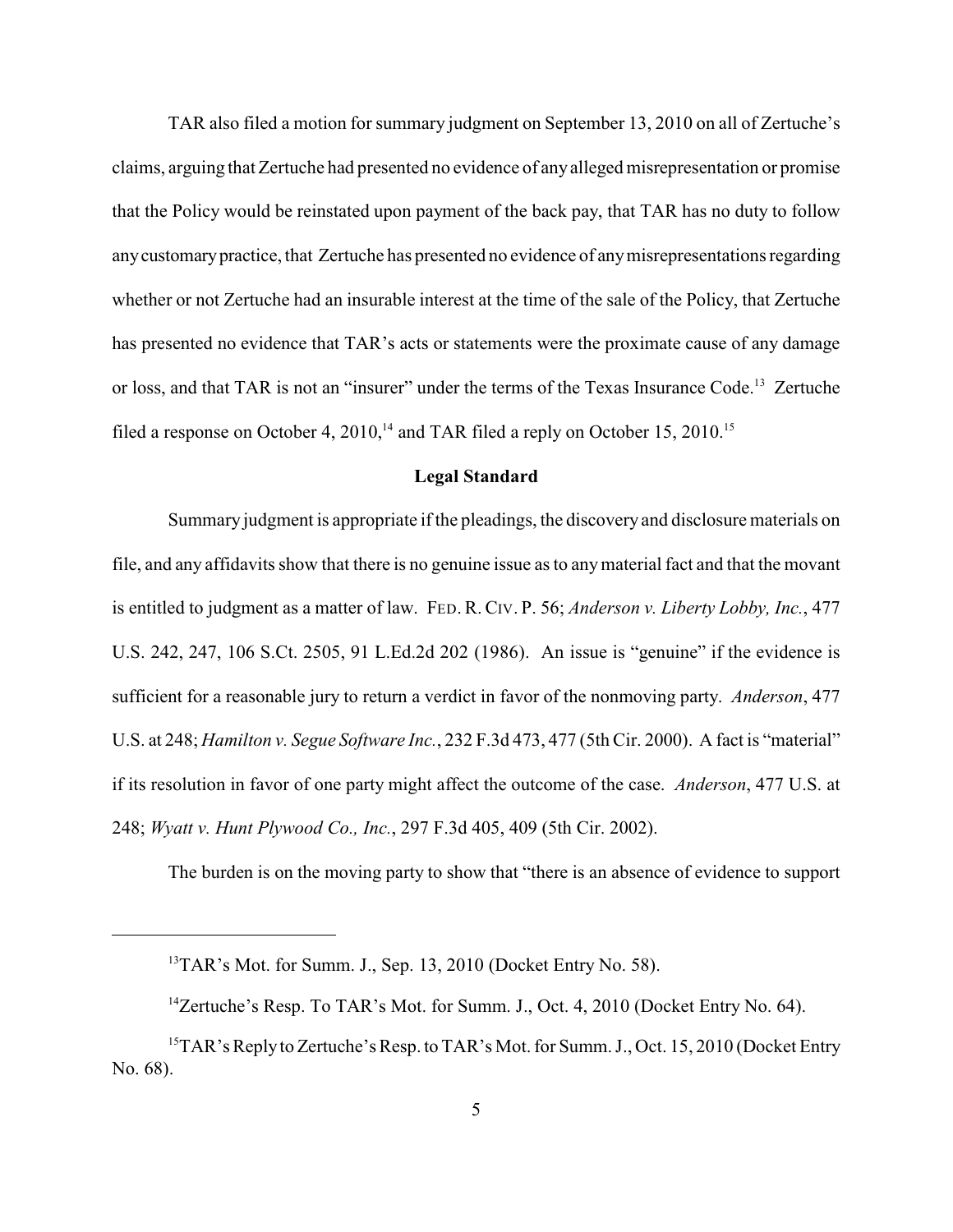TAR also filed a motion for summary judgment on September 13, 2010 on all of Zertuche's claims, arguing that Zertuche had presented no evidence of any alleged misrepresentation or promise that the Policy would be reinstated upon payment of the back pay, that TAR has no duty to follow any customary practice, that Zertuche has presented no evidence of any misrepresentations regarding whether or not Zertuche had an insurable interest at the time of the sale of the Policy, that Zertuche has presented no evidence that TAR's acts or statements were the proximate cause of any damage or loss, and that TAR is not an "insurer" under the terms of the Texas Insurance Code.[13] Zertuche filed a response on October 4, 2010,[14] and TAR filed a reply on October 15, 2010.[15]

**Legal Standard**

Summary judgment is appropriate if the pleadings, the discovery and disclosure materials on file, and any affidavits show that there is no genuine issue as to any material fact and that the movant is entitled to judgment as a matter of law. FED. R. CIV. P. 56; *Anderson v. Liberty Lobby, Inc.*, 477 U.S. 242, 247, 106 S.Ct. 2505, 91 L.Ed.2d 202 (1986). An issue is "genuine" if the evidence is sufficient for a reasonable jury to return a verdict in favor of the nonmoving party. *Anderson*, 477 U.S. at 248; *Hamilton v. Segue Software Inc.*, 232 F.3d 473, 477 (5th Cir. 2000). A fact is "material" if its resolution in favor of one party might affect the outcome of the case. *Anderson*, 477 U.S. at 248; *Wyatt v. Hunt Plywood Co., Inc.*, 297 F.3d 405, 409 (5th Cir. 2002).

The burden is on the moving party to show that "there is an absence of evidence to support

---

[13] TAR's Mot. for Summ. J., Sep. 13, 2010 (Docket Entry No. 58).

[14] Zertuche's Resp. To TAR's Mot. for Summ. J., Oct. 4, 2010 (Docket Entry No. 64).

[15] TAR's Reply to Zertuche's Resp. to TAR's Mot. for Summ. J., Oct. 15, 2010 (Docket Entry No. 68).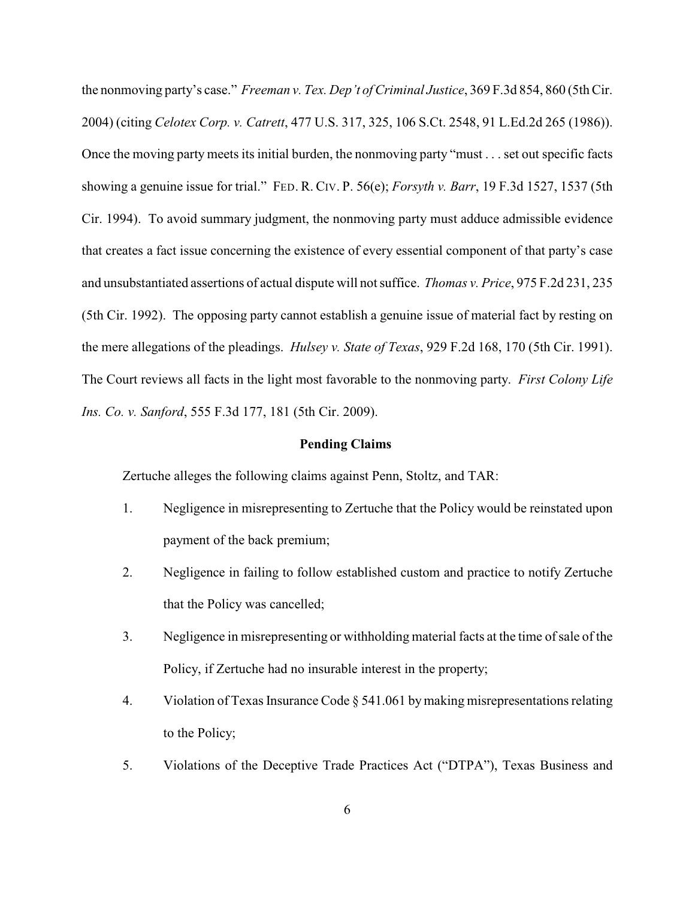the nonmoving party's case." *Freeman v. Tex. Dep't of Criminal Justice*, 369 F.3d 854, 860 (5th Cir. 2004) (citing *Celotex Corp. v. Catrett*, 477 U.S. 317, 325, 106 S.Ct. 2548, 91 L.Ed.2d 265 (1986)). Once the moving party meets its initial burden, the nonmoving party "must . . . set out specific facts showing a genuine issue for trial." FED. R. CIV. P. 56(e); *Forsyth v. Barr*, 19 F.3d 1527, 1537 (5th Cir. 1994). To avoid summary judgment, the nonmoving party must adduce admissible evidence that creates a fact issue concerning the existence of every essential component of that party's case and unsubstantiated assertions of actual dispute will not suffice. *Thomas v. Price*, 975 F.2d 231, 235 (5th Cir. 1992). The opposing party cannot establish a genuine issue of material fact by resting on the mere allegations of the pleadings. *Hulsey v. State of Texas*, 929 F.2d 168, 170 (5th Cir. 1991). The Court reviews all facts in the light most favorable to the nonmoving party. *First Colony Life Ins. Co. v. Sanford*, 555 F.3d 177, 181 (5th Cir. 2009).

**Pending Claims**

Zertuche alleges the following claims against Penn, Stoltz, and TAR:

1. Negligence in misrepresenting to Zertuche that the Policy would be reinstated upon payment of the back premium;
2. Negligence in failing to follow established custom and practice to notify Zertuche that the Policy was cancelled;
3. Negligence in misrepresenting or withholding material facts at the time of sale of the Policy, if Zertuche had no insurable interest in the property;
4. Violation of Texas Insurance Code § 541.061 by making misrepresentations relating to the Policy;
5. Violations of the Deceptive Trade Practices Act ("DTPA"), Texas Business and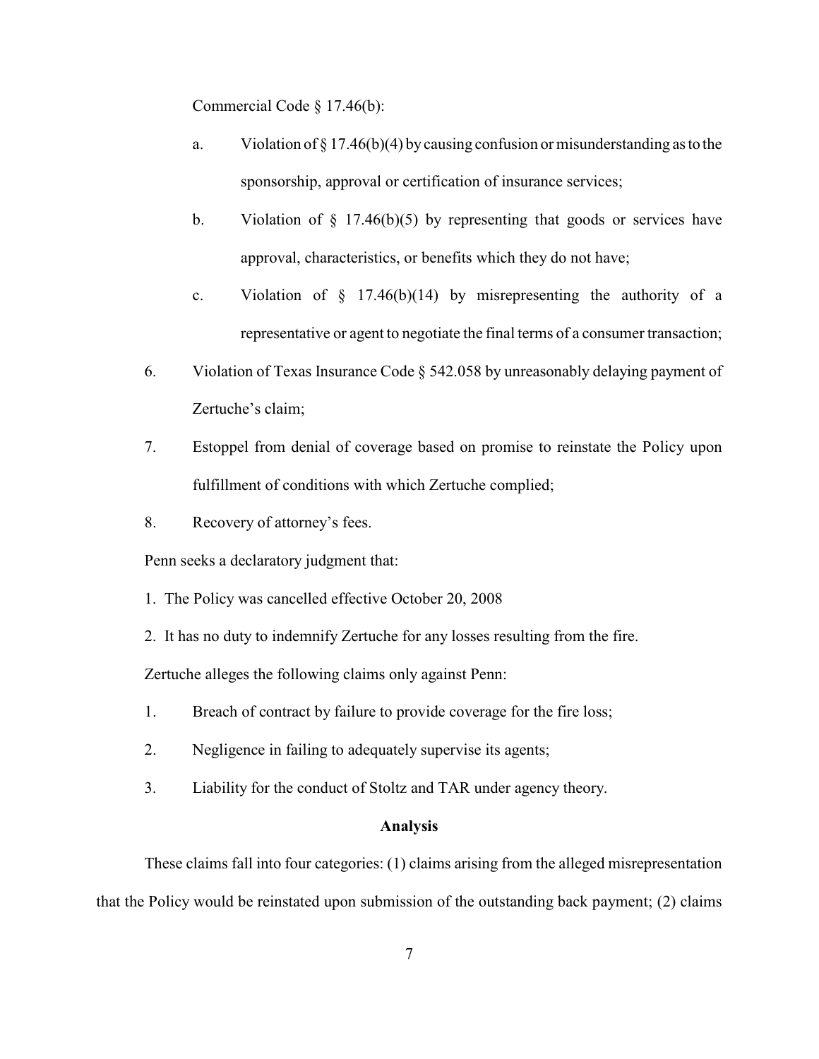Commercial Code § 17.46(b):

a. Violation of § 17.46(b)(4) by causing confusion or misunderstanding as to the sponsorship, approval or certification of insurance services;

b. Violation of § 17.46(b)(5) by representing that goods or services have approval, characteristics, or benefits which they do not have;

c. Violation of § 17.46(b)(14) by misrepresenting the authority of a representative or agent to negotiate the final terms of a consumer transaction;

6. Violation of Texas Insurance Code § 542.058 by unreasonably delaying payment of Zertuche's claim;

7. Estoppel from denial of coverage based on promise to reinstate the Policy upon fulfillment of conditions with which Zertuche complied;

8. Recovery of attorney's fees.

Penn seeks a declaratory judgment that:

1. The Policy was cancelled effective October 20, 2008

2. It has no duty to indemnify Zertuche for any losses resulting from the fire.

Zertuche alleges the following claims only against Penn:

1. Breach of contract by failure to provide coverage for the fire loss;

2. Negligence in failing to adequately supervise its agents;

3. Liability for the conduct of Stoltz and TAR under agency theory.

**Analysis**

These claims fall into four categories: (1) claims arising from the alleged misrepresentation that the Policy would be reinstated upon submission of the outstanding back payment; (2) claims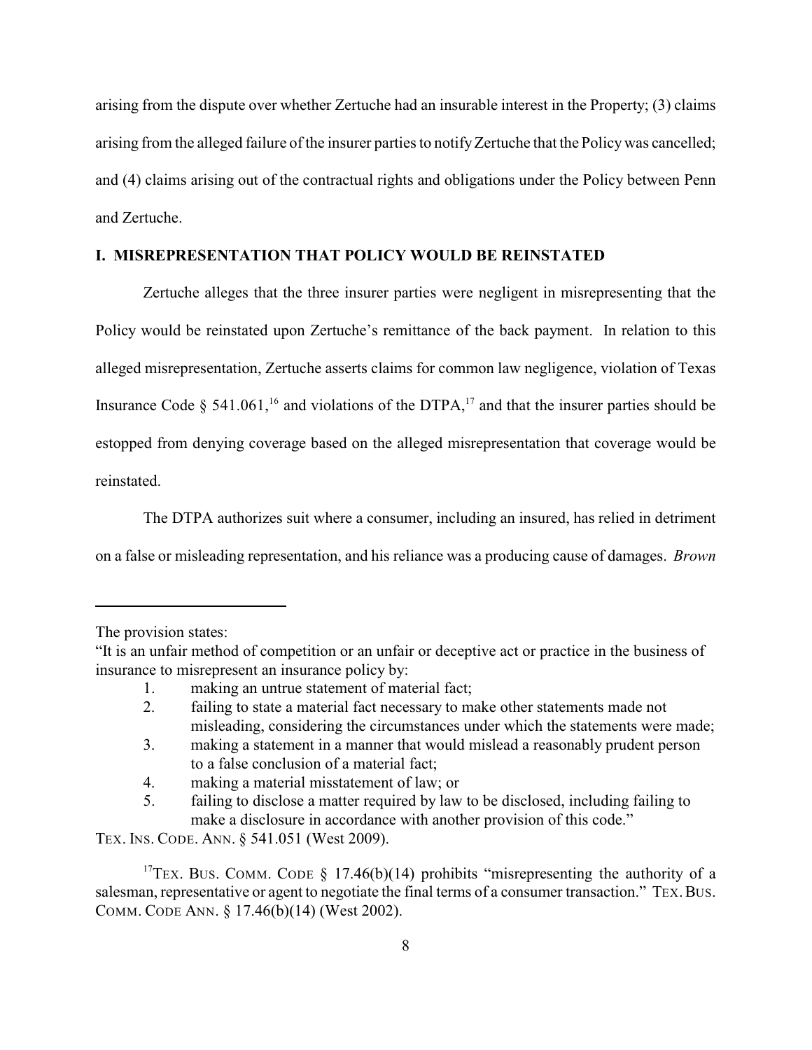arising from the dispute over whether Zertuche had an insurable interest in the Property; (3) claims arising from the alleged failure of the insurer parties to notify Zertuche that the Policy was cancelled; and (4) claims arising out of the contractual rights and obligations under the Policy between Penn and Zertuche.

## I. MISREPRESENTATION THAT POLICY WOULD BE REINSTATED

Zertuche alleges that the three insurer parties were negligent in misrepresenting that the Policy would be reinstated upon Zertuche's remittance of the back payment. In relation to this alleged misrepresentation, Zertuche asserts claims for common law negligence, violation of Texas Insurance Code § 541.061,[16] and violations of the DTPA,[17] and that the insurer parties should be estopped from denying coverage based on the alleged misrepresentation that coverage would be reinstated.

The DTPA authorizes suit where a consumer, including an insured, has relied in detriment on a false or misleading representation, and his reliance was a producing cause of damages. *Brown*

---

The provision states:

"It is an unfair method of competition or an unfair or deceptive act or practice in the business of insurance to misrepresent an insurance policy by:

1. making an untrue statement of material fact;
2. failing to state a material fact necessary to make other statements made not misleading, considering the circumstances under which the statements were made;
3. making a statement in a manner that would mislead a reasonably prudent person to a false conclusion of a material fact;
4. making a material misstatement of law; or
5. failing to disclose a matter required by law to be disclosed, including failing to make a disclosure in accordance with another provision of this code."

TEX. INS. CODE. ANN. § 541.051 (West 2009).

[17] TEX. BUS. COMM. CODE § 17.46(b)(14) prohibits "misrepresenting the authority of a salesman, representative or agent to negotiate the final terms of a consumer transaction." TEX. BUS. COMM. CODE ANN. § 17.46(b)(14) (West 2002).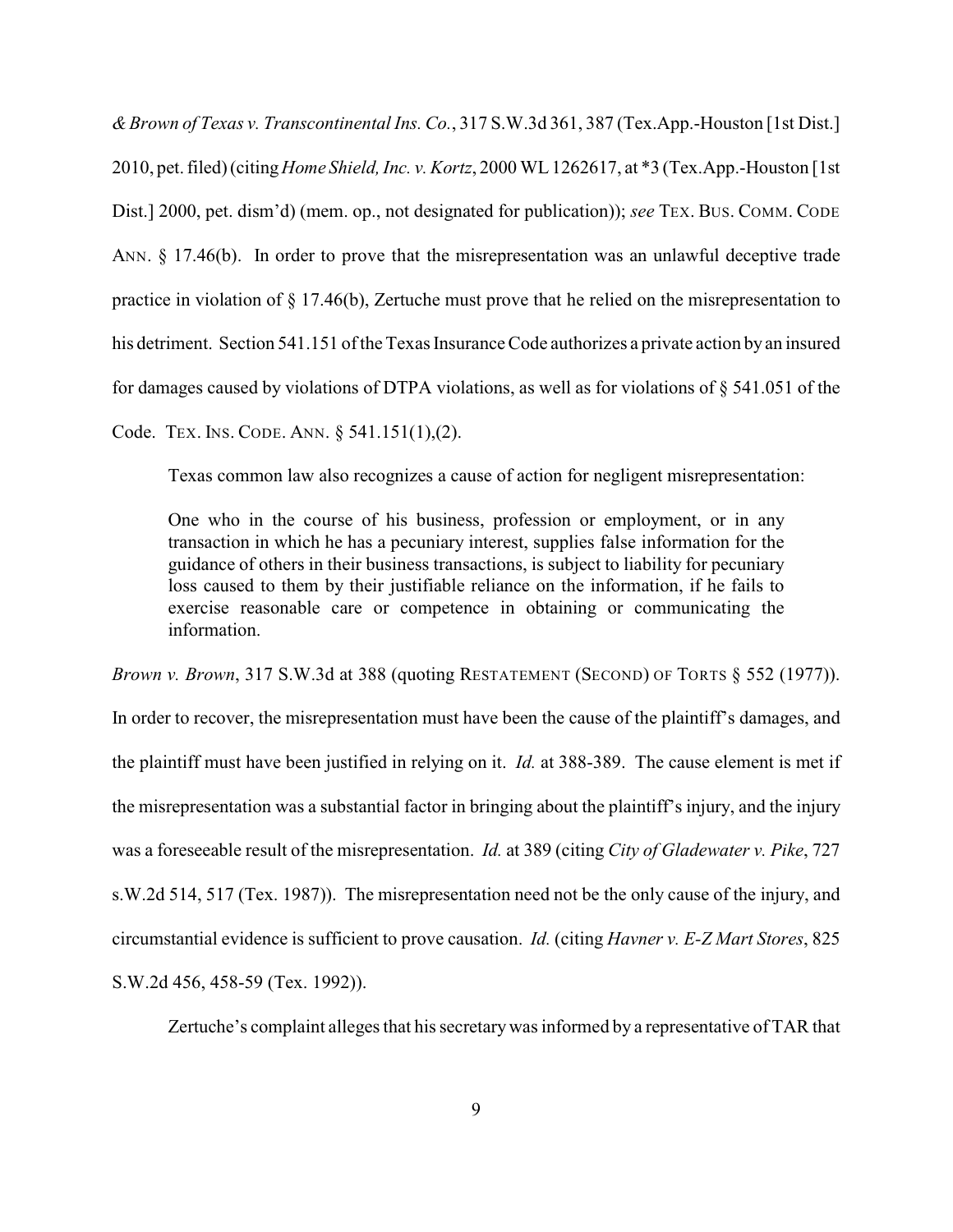*& Brown of Texas v. Transcontinental Ins. Co.*, 317 S.W.3d 361, 387 (Tex.App.-Houston [1st Dist.] 2010, pet. filed) (citing *Home Shield, Inc. v. Kortz*, 2000 WL 1262617, at *3 (Tex.App.-Houston [1st Dist.] 2000, pet. dism'd) (mem. op., not designated for publication)); *see* TEX. BUS. COMM. CODE ANN. § 17.46(b). In order to prove that the misrepresentation was an unlawful deceptive trade practice in violation of § 17.46(b), Zertuche must prove that he relied on the misrepresentation to his detriment. Section 541.151 of the Texas Insurance Code authorizes a private action by an insured for damages caused by violations of DTPA violations, as well as for violations of § 541.051 of the Code. TEX. INS. CODE. ANN. § 541.151(1),(2).

Texas common law also recognizes a cause of action for negligent misrepresentation:

> One who in the course of his business, profession or employment, or in any transaction in which he has a pecuniary interest, supplies false information for the guidance of others in their business transactions, is subject to liability for pecuniary loss caused to them by their justifiable reliance on the information, if he fails to exercise reasonable care or competence in obtaining or communicating the information.

*Brown v. Brown*, 317 S.W.3d at 388 (quoting RESTATEMENT (SECOND) OF TORTS § 552 (1977)). In order to recover, the misrepresentation must have been the cause of the plaintiff's damages, and the plaintiff must have been justified in relying on it. *Id.* at 388-389. The cause element is met if the misrepresentation was a substantial factor in bringing about the plaintiff's injury, and the injury was a foreseeable result of the misrepresentation. *Id.* at 389 (citing *City of Gladewater v. Pike*, 727 s.W.2d 514, 517 (Tex. 1987)). The misrepresentation need not be the only cause of the injury, and circumstantial evidence is sufficient to prove causation. *Id.* (citing *Havner v. E-Z Mart Stores*, 825 S.W.2d 456, 458-59 (Tex. 1992)).

Zertuche's complaint alleges that his secretary was informed by a representative of TAR that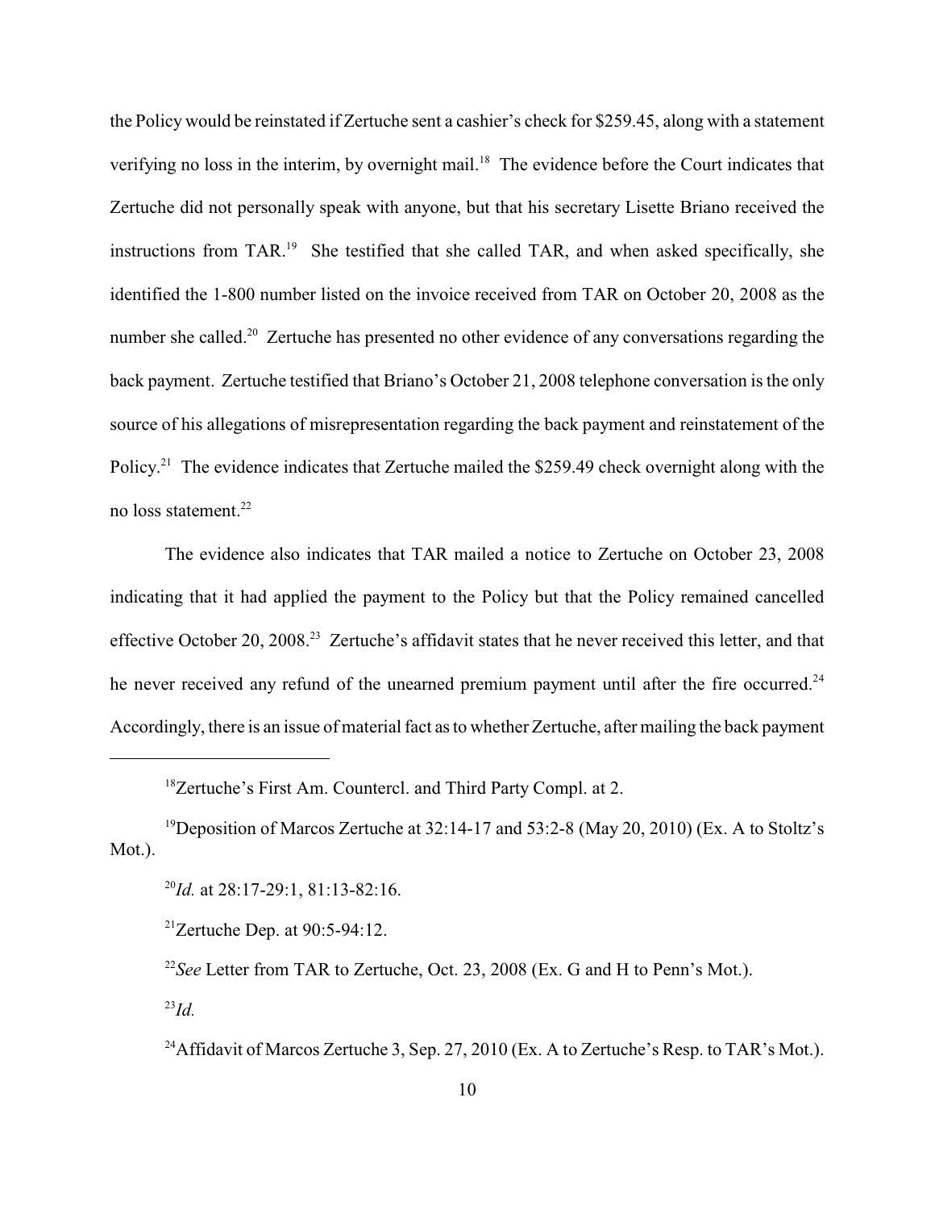the Policy would be reinstated if Zertuche sent a cashier's check for $259.45, along with a statement verifying no loss in the interim, by overnight mail.[18] The evidence before the Court indicates that Zertuche did not personally speak with anyone, but that his secretary Lisette Briano received the instructions from TAR.[19] She testified that she called TAR, and when asked specifically, she identified the 1-800 number listed on the invoice received from TAR on October 20, 2008 as the number she called.[20] Zertuche has presented no other evidence of any conversations regarding the back payment. Zertuche testified that Briano's October 21, 2008 telephone conversation is the only source of his allegations of misrepresentation regarding the back payment and reinstatement of the Policy.[21] The evidence indicates that Zertuche mailed the $259.49 check overnight along with the no loss statement.[22]

The evidence also indicates that TAR mailed a notice to Zertuche on October 23, 2008 indicating that it had applied the payment to the Policy but that the Policy remained cancelled effective October 20, 2008.[23] Zertuche's affidavit states that he never received this letter, and that he never received any refund of the unearned premium payment until after the fire occurred.[24] Accordingly, there is an issue of material fact as to whether Zertuche, after mailing the back payment

---

[18] Zertuche's First Am. Countercl. and Third Party Compl. at 2.

[19] Deposition of Marcos Zertuche at 32:14-17 and 53:2-8 (May 20, 2010) (Ex. A to Stoltz's Mot.).

[20] *Id.* at 28:17-29:1, 81:13-82:16.

[21] Zertuche Dep. at 90:5-94:12.

[22] *See* Letter from TAR to Zertuche, Oct. 23, 2008 (Ex. G and H to Penn's Mot.).

[23] *Id.*

[24] Affidavit of Marcos Zertuche 3, Sep. 27, 2010 (Ex. A to Zertuche's Resp. to TAR's Mot.).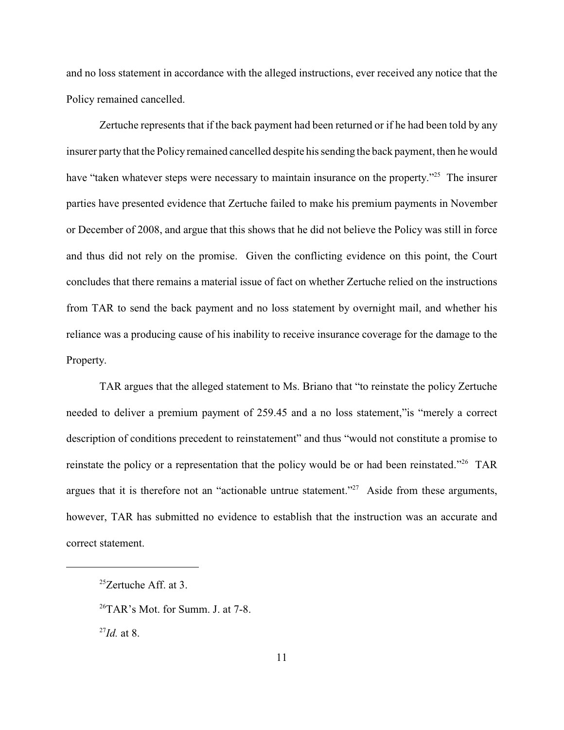and no loss statement in accordance with the alleged instructions, ever received any notice that the Policy remained cancelled.

Zertuche represents that if the back payment had been returned or if he had been told by any insurer party that the Policy remained cancelled despite his sending the back payment, then he would have "taken whatever steps were necessary to maintain insurance on the property."[25] The insurer parties have presented evidence that Zertuche failed to make his premium payments in November or December of 2008, and argue that this shows that he did not believe the Policy was still in force and thus did not rely on the promise. Given the conflicting evidence on this point, the Court concludes that there remains a material issue of fact on whether Zertuche relied on the instructions from TAR to send the back payment and no loss statement by overnight mail, and whether his reliance was a producing cause of his inability to receive insurance coverage for the damage to the Property.

TAR argues that the alleged statement to Ms. Briano that "to reinstate the policy Zertuche needed to deliver a premium payment of 259.45 and a no loss statement,"is "merely a correct description of conditions precedent to reinstatement" and thus "would not constitute a promise to reinstate the policy or a representation that the policy would be or had been reinstated."[26] TAR argues that it is therefore not an "actionable untrue statement."[27] Aside from these arguments, however, TAR has submitted no evidence to establish that the instruction was an accurate and correct statement.

---

[25] Zertuche Aff. at 3.

[26] TAR's Mot. for Summ. J. at 7-8.

[27] *Id.* at 8.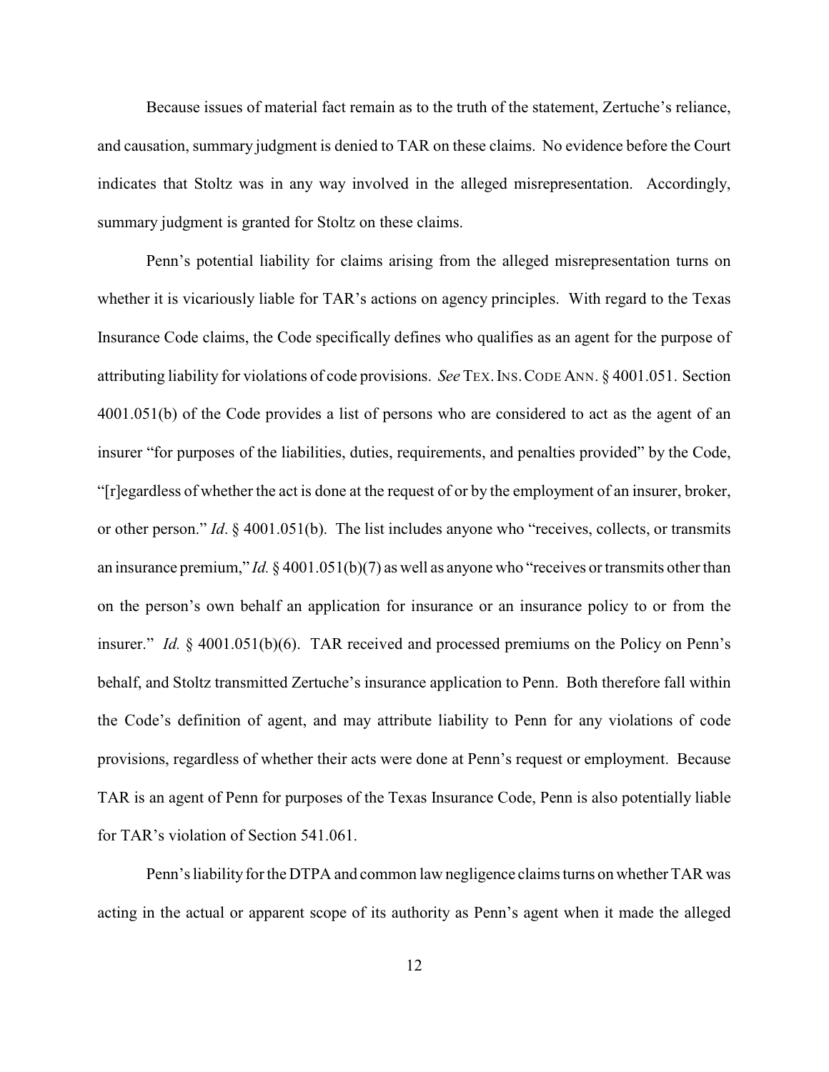Because issues of material fact remain as to the truth of the statement, Zertuche's reliance, and causation, summary judgment is denied to TAR on these claims. No evidence before the Court indicates that Stoltz was in any way involved in the alleged misrepresentation. Accordingly, summary judgment is granted for Stoltz on these claims.

Penn's potential liability for claims arising from the alleged misrepresentation turns on whether it is vicariously liable for TAR's actions on agency principles. With regard to the Texas Insurance Code claims, the Code specifically defines who qualifies as an agent for the purpose of attributing liability for violations of code provisions. *See* TEX. INS. CODE ANN. § 4001.051. Section 4001.051(b) of the Code provides a list of persons who are considered to act as the agent of an insurer "for purposes of the liabilities, duties, requirements, and penalties provided" by the Code, "[r]egardless of whether the act is done at the request of or by the employment of an insurer, broker, or other person." *Id*. § 4001.051(b). The list includes anyone who "receives, collects, or transmits an insurance premium," *Id.* § 4001.051(b)(7) as well as anyone who "receives or transmits other than on the person's own behalf an application for insurance or an insurance policy to or from the insurer." *Id.* § 4001.051(b)(6). TAR received and processed premiums on the Policy on Penn's behalf, and Stoltz transmitted Zertuche's insurance application to Penn. Both therefore fall within the Code's definition of agent, and may attribute liability to Penn for any violations of code provisions, regardless of whether their acts were done at Penn's request or employment. Because TAR is an agent of Penn for purposes of the Texas Insurance Code, Penn is also potentially liable for TAR's violation of Section 541.061.

Penn's liability for the DTPA and common law negligence claims turns on whether TAR was acting in the actual or apparent scope of its authority as Penn's agent when it made the alleged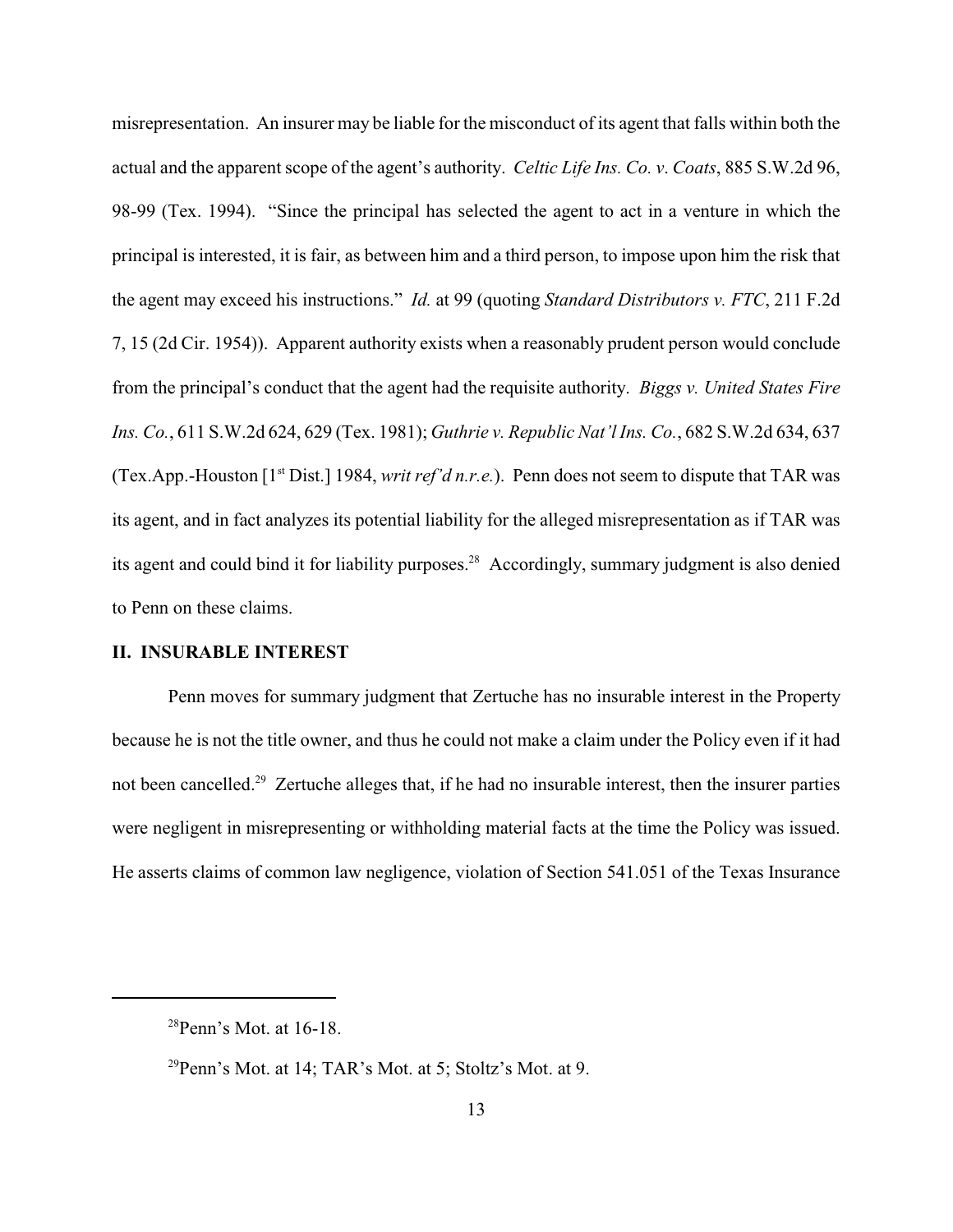misrepresentation. An insurer may be liable for the misconduct of its agent that falls within both the actual and the apparent scope of the agent's authority. *Celtic Life Ins. Co. v. Coats*, 885 S.W.2d 96, 98-99 (Tex. 1994). "Since the principal has selected the agent to act in a venture in which the principal is interested, it is fair, as between him and a third person, to impose upon him the risk that the agent may exceed his instructions." *Id.* at 99 (quoting *Standard Distributors v. FTC*, 211 F.2d 7, 15 (2d Cir. 1954)). Apparent authority exists when a reasonably prudent person would conclude from the principal's conduct that the agent had the requisite authority. *Biggs v. United States Fire Ins. Co.*, 611 S.W.2d 624, 629 (Tex. 1981); *Guthrie v. Republic Nat'l Ins. Co.*, 682 S.W.2d 634, 637 (Tex.App.-Houston [1st Dist.] 1984, *writ ref'd n.r.e.*). Penn does not seem to dispute that TAR was its agent, and in fact analyzes its potential liability for the alleged misrepresentation as if TAR was its agent and could bind it for liability purposes.[28] Accordingly, summary judgment is also denied to Penn on these claims.

## II. INSURABLE INTEREST

Penn moves for summary judgment that Zertuche has no insurable interest in the Property because he is not the title owner, and thus he could not make a claim under the Policy even if it had not been cancelled.[29] Zertuche alleges that, if he had no insurable interest, then the insurer parties were negligent in misrepresenting or withholding material facts at the time the Policy was issued. He asserts claims of common law negligence, violation of Section 541.051 of the Texas Insurance

---

[28] Penn's Mot. at 16-18.

[29] Penn's Mot. at 14; TAR's Mot. at 5; Stoltz's Mot. at 9.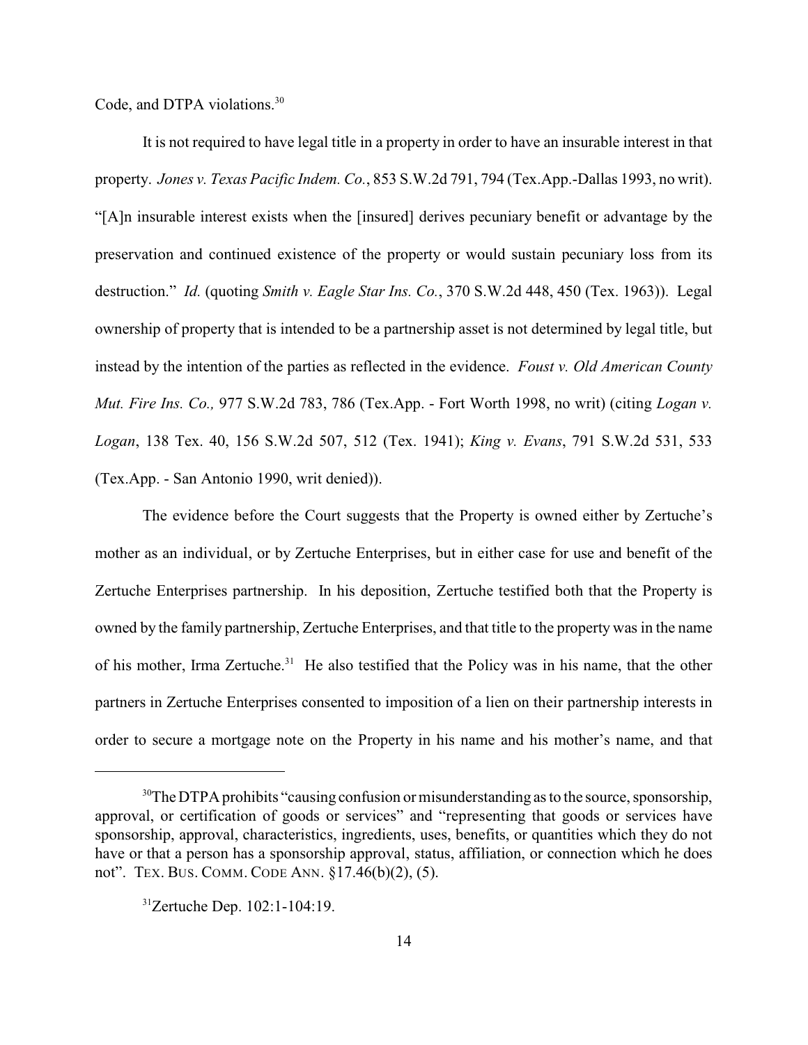Code, and DTPA violations.[30]

It is not required to have legal title in a property in order to have an insurable interest in that property. *Jones v. Texas Pacific Indem. Co.*, 853 S.W.2d 791, 794 (Tex.App.-Dallas 1993, no writ). "[A]n insurable interest exists when the [insured] derives pecuniary benefit or advantage by the preservation and continued existence of the property or would sustain pecuniary loss from its destruction." *Id.* (quoting *Smith v. Eagle Star Ins. Co.*, 370 S.W.2d 448, 450 (Tex. 1963)). Legal ownership of property that is intended to be a partnership asset is not determined by legal title, but instead by the intention of the parties as reflected in the evidence. *Foust v. Old American County Mut. Fire Ins. Co.,* 977 S.W.2d 783, 786 (Tex.App. - Fort Worth 1998, no writ) (citing *Logan v. Logan*, 138 Tex. 40, 156 S.W.2d 507, 512 (Tex. 1941); *King v. Evans*, 791 S.W.2d 531, 533 (Tex.App. - San Antonio 1990, writ denied)).

The evidence before the Court suggests that the Property is owned either by Zertuche's mother as an individual, or by Zertuche Enterprises, but in either case for use and benefit of the Zertuche Enterprises partnership. In his deposition, Zertuche testified both that the Property is owned by the family partnership, Zertuche Enterprises, and that title to the property was in the name of his mother, Irma Zertuche.[31] He also testified that the Policy was in his name, that the other partners in Zertuche Enterprises consented to imposition of a lien on their partnership interests in order to secure a mortgage note on the Property in his name and his mother's name, and that

---

[30] The DTPA prohibits "causing confusion or misunderstanding as to the source, sponsorship, approval, or certification of goods or services" and "representing that goods or services have sponsorship, approval, characteristics, ingredients, uses, benefits, or quantities which they do not have or that a person has a sponsorship approval, status, affiliation, or connection which he does not". TEX. BUS. COMM. CODE ANN. §17.46(b)(2), (5).

[31] Zertuche Dep. 102:1-104:19.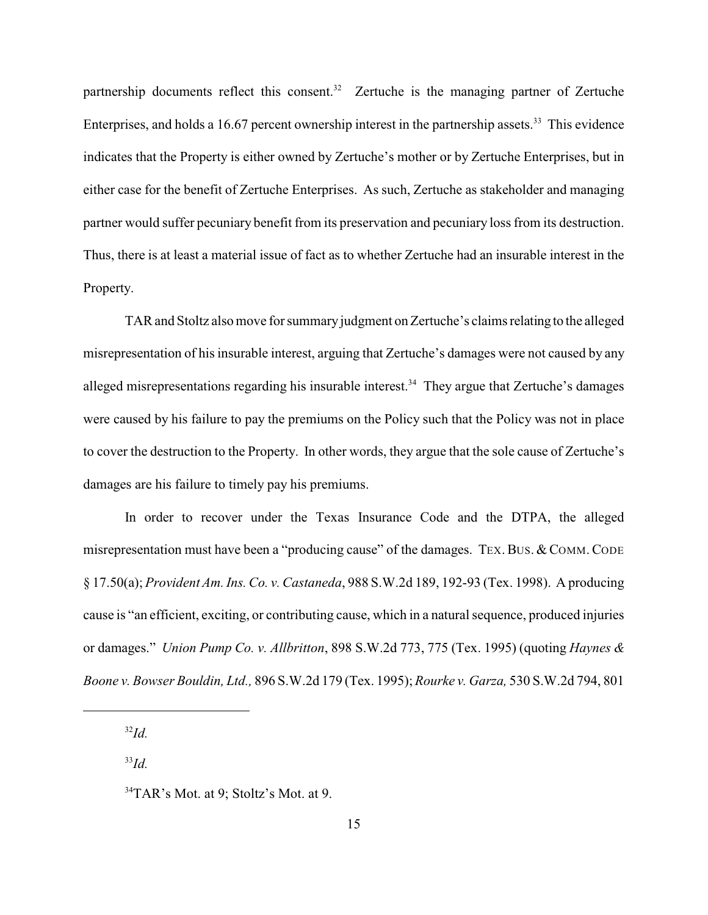partnership documents reflect this consent.[32] Zertuche is the managing partner of Zertuche Enterprises, and holds a 16.67 percent ownership interest in the partnership assets.[33] This evidence indicates that the Property is either owned by Zertuche's mother or by Zertuche Enterprises, but in either case for the benefit of Zertuche Enterprises. As such, Zertuche as stakeholder and managing partner would suffer pecuniary benefit from its preservation and pecuniary loss from its destruction. Thus, there is at least a material issue of fact as to whether Zertuche had an insurable interest in the Property.

TAR and Stoltz also move for summary judgment on Zertuche's claims relating to the alleged misrepresentation of his insurable interest, arguing that Zertuche's damages were not caused by any alleged misrepresentations regarding his insurable interest.[34] They argue that Zertuche's damages were caused by his failure to pay the premiums on the Policy such that the Policy was not in place to cover the destruction to the Property. In other words, they argue that the sole cause of Zertuche's damages are his failure to timely pay his premiums.

In order to recover under the Texas Insurance Code and the DTPA, the alleged misrepresentation must have been a "producing cause" of the damages. TEX. BUS. & COMM. CODE § 17.50(a); *Provident Am. Ins. Co. v. Castaneda*, 988 S.W.2d 189, 192-93 (Tex. 1998). A producing cause is "an efficient, exciting, or contributing cause, which in a natural sequence, produced injuries or damages." *Union Pump Co. v. Allbritton*, 898 S.W.2d 773, 775 (Tex. 1995) (quoting *Haynes & Boone v. Bowser Bouldin, Ltd.,* 896 S.W.2d 179 (Tex. 1995); *Rourke v. Garza,* 530 S.W.2d 794, 801

---

[32] *Id.*

[33] *Id.*

[34] TAR's Mot. at 9; Stoltz's Mot. at 9.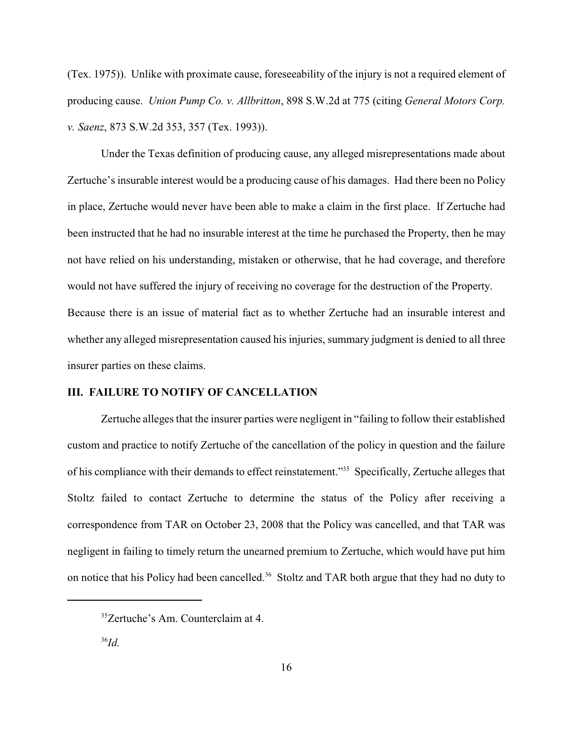(Tex. 1975)). Unlike with proximate cause, foreseeability of the injury is not a required element of producing cause. *Union Pump Co. v. Allbritton*, 898 S.W.2d at 775 (citing *General Motors Corp. v. Saenz*, 873 S.W.2d 353, 357 (Tex. 1993)).

Under the Texas definition of producing cause, any alleged misrepresentations made about Zertuche's insurable interest would be a producing cause of his damages. Had there been no Policy in place, Zertuche would never have been able to make a claim in the first place. If Zertuche had been instructed that he had no insurable interest at the time he purchased the Property, then he may not have relied on his understanding, mistaken or otherwise, that he had coverage, and therefore would not have suffered the injury of receiving no coverage for the destruction of the Property. Because there is an issue of material fact as to whether Zertuche had an insurable interest and whether any alleged misrepresentation caused his injuries, summary judgment is denied to all three insurer parties on these claims.

## III. FAILURE TO NOTIFY OF CANCELLATION

Zertuche alleges that the insurer parties were negligent in "failing to follow their established custom and practice to notify Zertuche of the cancellation of the policy in question and the failure of his compliance with their demands to effect reinstatement."[35] Specifically, Zertuche alleges that Stoltz failed to contact Zertuche to determine the status of the Policy after receiving a correspondence from TAR on October 23, 2008 that the Policy was cancelled, and that TAR was negligent in failing to timely return the unearned premium to Zertuche, which would have put him on notice that his Policy had been cancelled.[36] Stoltz and TAR both argue that they had no duty to

---

[35] Zertuche's Am. Counterclaim at 4.

[36] *Id.*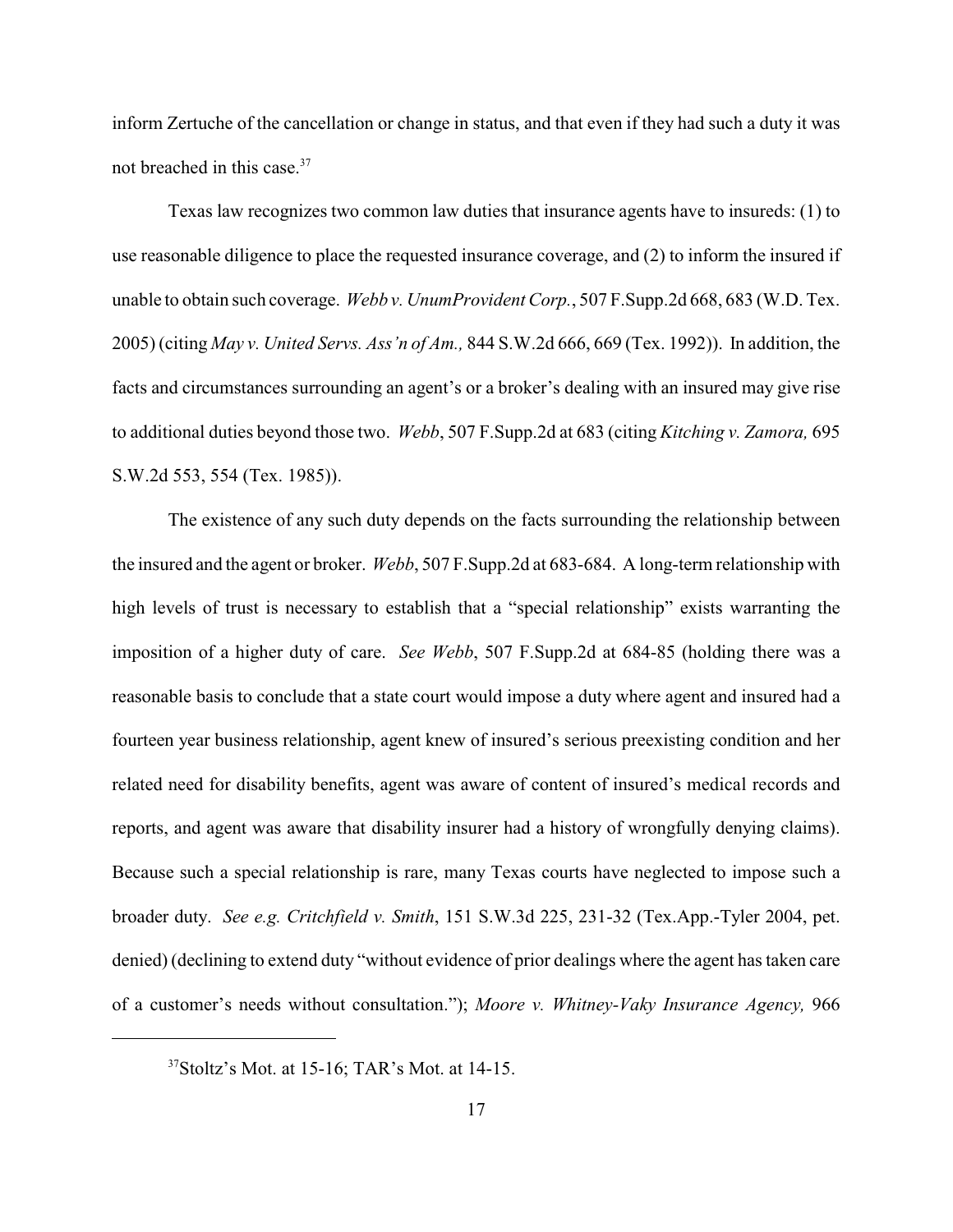inform Zertuche of the cancellation or change in status, and that even if they had such a duty it was not breached in this case.[37]

Texas law recognizes two common law duties that insurance agents have to insureds: (1) to use reasonable diligence to place the requested insurance coverage, and (2) to inform the insured if unable to obtain such coverage. *Webb v. UnumProvident Corp.*, 507 F.Supp.2d 668, 683 (W.D. Tex. 2005) (citing *May v. United Servs. Ass'n of Am.,* 844 S.W.2d 666, 669 (Tex. 1992)). In addition, the facts and circumstances surrounding an agent's or a broker's dealing with an insured may give rise to additional duties beyond those two. *Webb*, 507 F.Supp.2d at 683 (citing *Kitching v. Zamora,* 695 S.W.2d 553, 554 (Tex. 1985)).

The existence of any such duty depends on the facts surrounding the relationship between the insured and the agent or broker. *Webb*, 507 F.Supp.2d at 683-684. A long-term relationship with high levels of trust is necessary to establish that a "special relationship" exists warranting the imposition of a higher duty of care. *See Webb*, 507 F.Supp.2d at 684-85 (holding there was a reasonable basis to conclude that a state court would impose a duty where agent and insured had a fourteen year business relationship, agent knew of insured's serious preexisting condition and her related need for disability benefits, agent was aware of content of insured's medical records and reports, and agent was aware that disability insurer had a history of wrongfully denying claims). Because such a special relationship is rare, many Texas courts have neglected to impose such a broader duty. *See e.g. Critchfield v. Smith*, 151 S.W.3d 225, 231-32 (Tex.App.-Tyler 2004, pet. denied) (declining to extend duty "without evidence of prior dealings where the agent has taken care of a customer's needs without consultation."); *Moore v. Whitney-Vaky Insurance Agency,* 966

---

[37] Stoltz's Mot. at 15-16; TAR's Mot. at 14-15.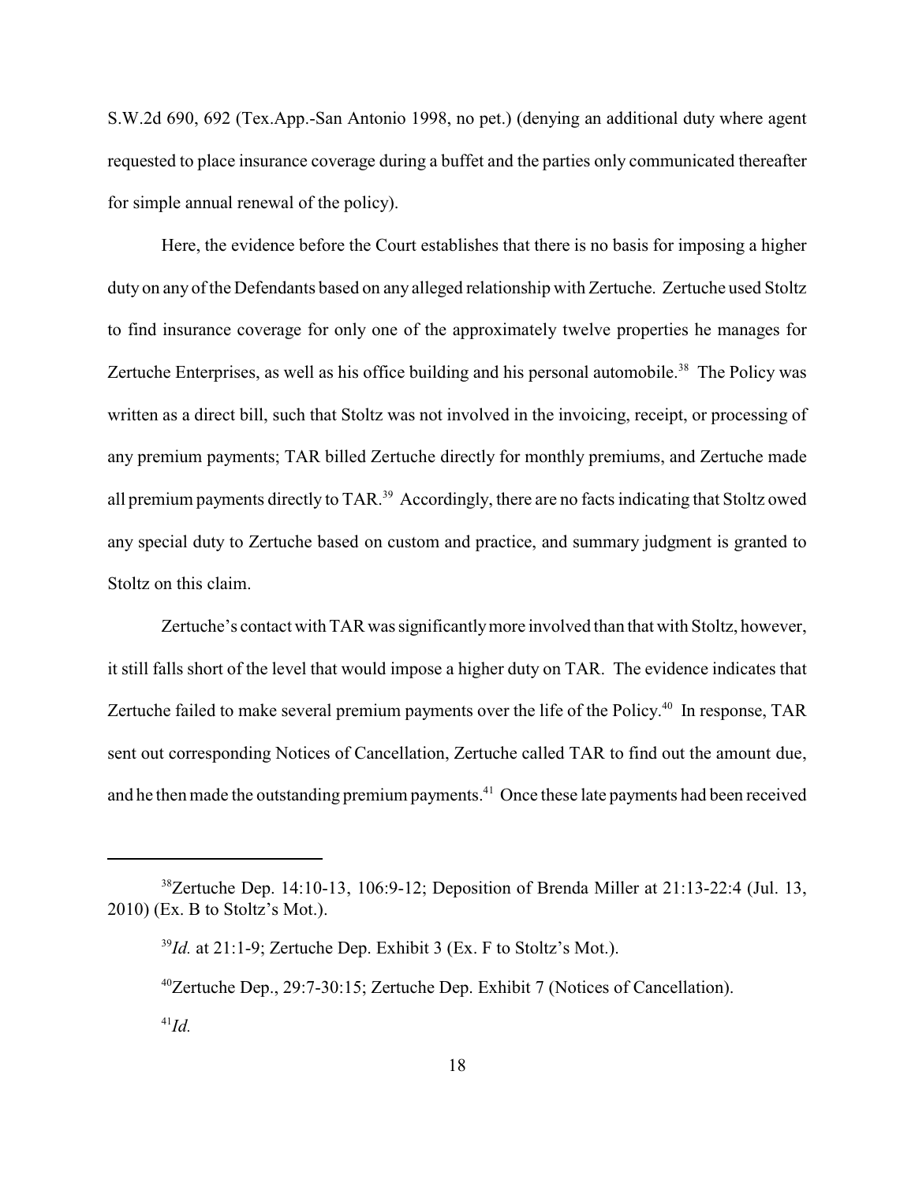S.W.2d 690, 692 (Tex.App.-San Antonio 1998, no pet.) (denying an additional duty where agent requested to place insurance coverage during a buffet and the parties only communicated thereafter for simple annual renewal of the policy).

Here, the evidence before the Court establishes that there is no basis for imposing a higher duty on any of the Defendants based on any alleged relationship with Zertuche. Zertuche used Stoltz to find insurance coverage for only one of the approximately twelve properties he manages for Zertuche Enterprises, as well as his office building and his personal automobile.[38] The Policy was written as a direct bill, such that Stoltz was not involved in the invoicing, receipt, or processing of any premium payments; TAR billed Zertuche directly for monthly premiums, and Zertuche made all premium payments directly to TAR.[39] Accordingly, there are no facts indicating that Stoltz owed any special duty to Zertuche based on custom and practice, and summary judgment is granted to Stoltz on this claim.

Zertuche's contact with TAR was significantly more involved than that with Stoltz, however, it still falls short of the level that would impose a higher duty on TAR. The evidence indicates that Zertuche failed to make several premium payments over the life of the Policy.[40] In response, TAR sent out corresponding Notices of Cancellation, Zertuche called TAR to find out the amount due, and he then made the outstanding premium payments.[41] Once these late payments had been received

---

[38] Zertuche Dep. 14:10-13, 106:9-12; Deposition of Brenda Miller at 21:13-22:4 (Jul. 13, 2010) (Ex. B to Stoltz's Mot.).

[39] *Id.* at 21:1-9; Zertuche Dep. Exhibit 3 (Ex. F to Stoltz's Mot.).

[40] Zertuche Dep., 29:7-30:15; Zertuche Dep. Exhibit 7 (Notices of Cancellation).

[41] *Id.*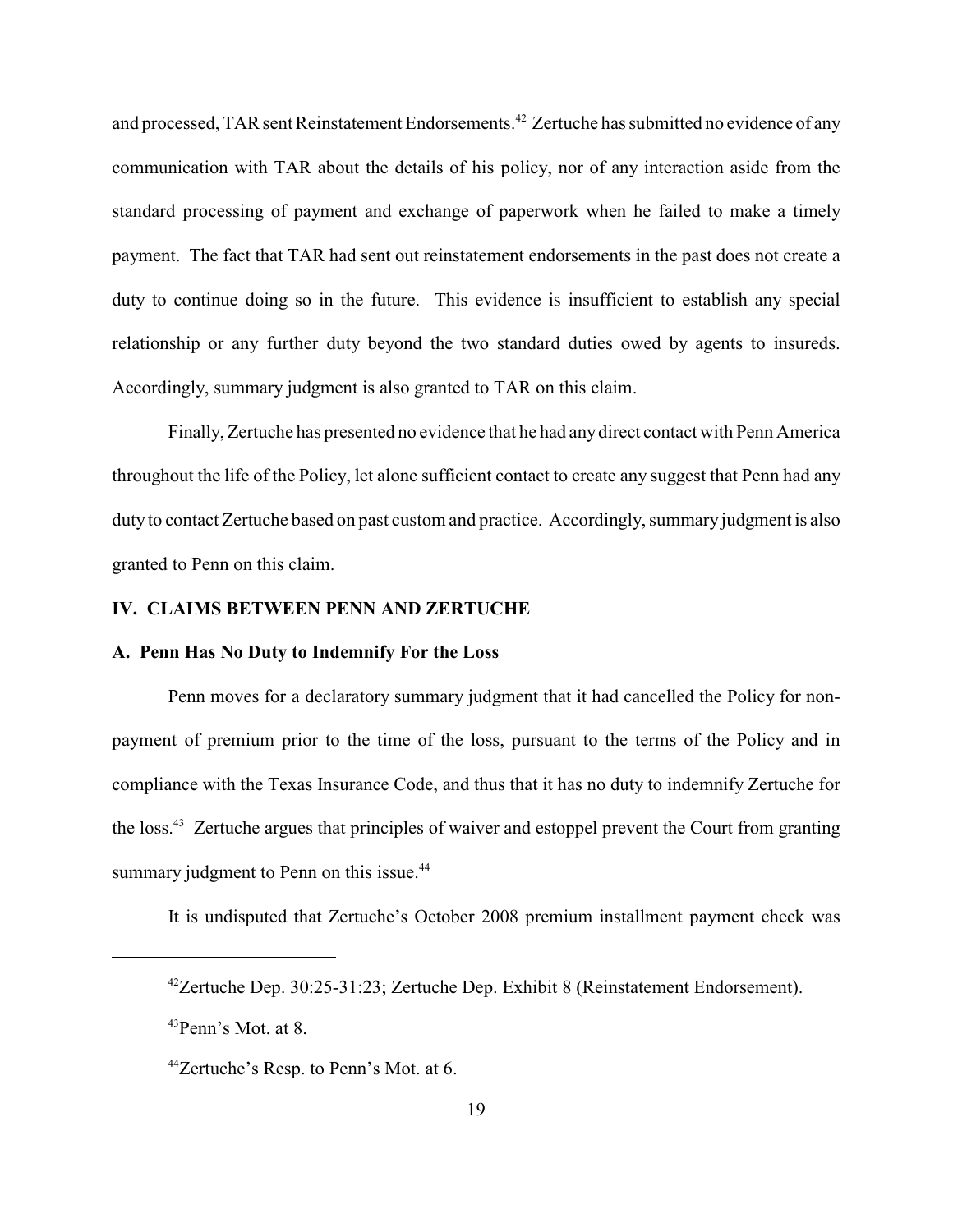and processed, TAR sent Reinstatement Endorsements.[42] Zertuche has submitted no evidence of any communication with TAR about the details of his policy, nor of any interaction aside from the standard processing of payment and exchange of paperwork when he failed to make a timely payment. The fact that TAR had sent out reinstatement endorsements in the past does not create a duty to continue doing so in the future. This evidence is insufficient to establish any special relationship or any further duty beyond the two standard duties owed by agents to insureds. Accordingly, summary judgment is also granted to TAR on this claim.

Finally, Zertuche has presented no evidence that he had any direct contact with Penn America throughout the life of the Policy, let alone sufficient contact to create any suggest that Penn had any duty to contact Zertuche based on past custom and practice. Accordingly, summary judgment is also granted to Penn on this claim.

## IV. CLAIMS BETWEEN PENN AND ZERTUCHE

### A. Penn Has No Duty to Indemnify For the Loss

Penn moves for a declaratory summary judgment that it had cancelled the Policy for non-payment of premium prior to the time of the loss, pursuant to the terms of the Policy and in compliance with the Texas Insurance Code, and thus that it has no duty to indemnify Zertuche for the loss.[43] Zertuche argues that principles of waiver and estoppel prevent the Court from granting summary judgment to Penn on this issue.[44]

It is undisputed that Zertuche's October 2008 premium installment payment check was

---

[42] Zertuche Dep. 30:25-31:23; Zertuche Dep. Exhibit 8 (Reinstatement Endorsement).

[43] Penn's Mot. at 8.

[44] Zertuche's Resp. to Penn's Mot. at 6.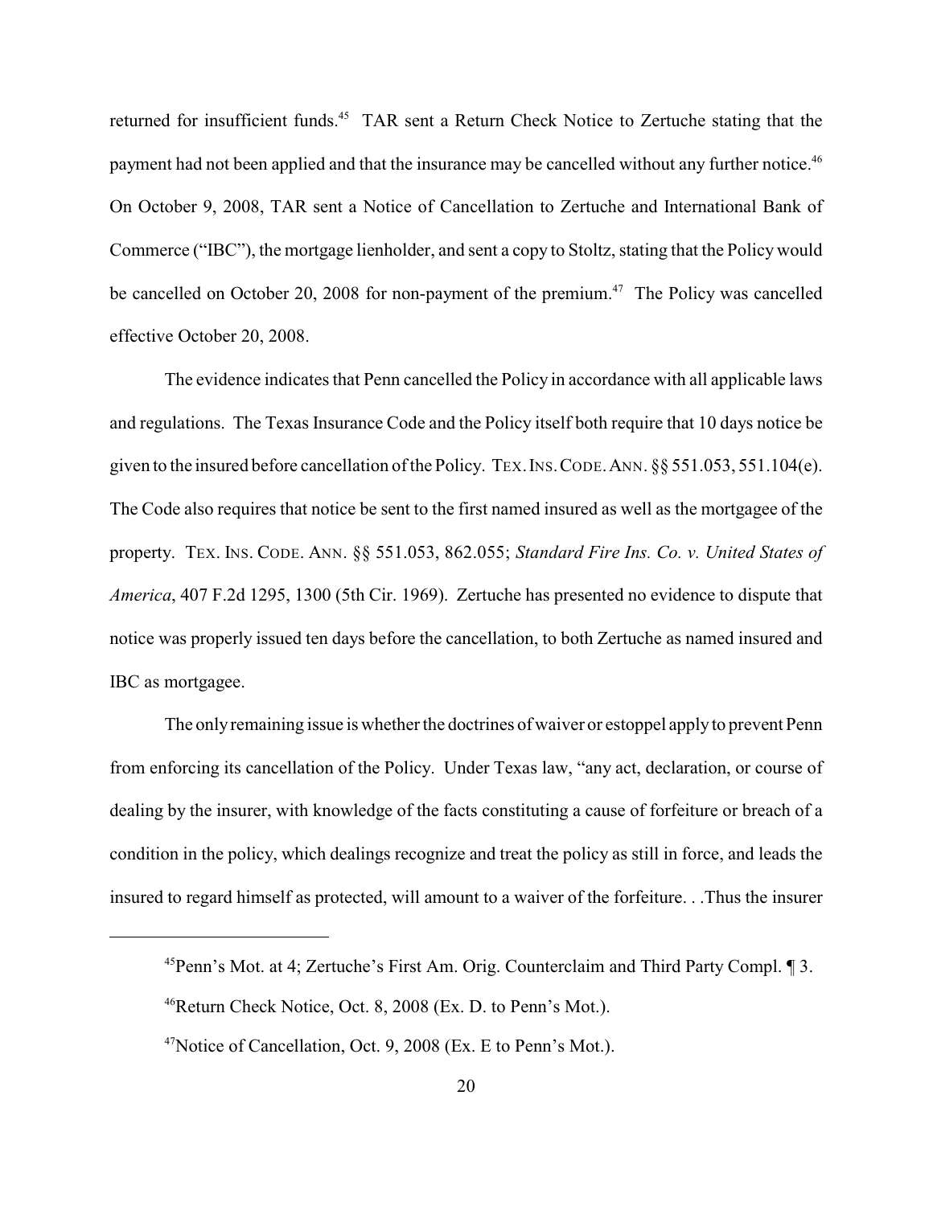returned for insufficient funds.[45] TAR sent a Return Check Notice to Zertuche stating that the payment had not been applied and that the insurance may be cancelled without any further notice.[46] On October 9, 2008, TAR sent a Notice of Cancellation to Zertuche and International Bank of Commerce ("IBC"), the mortgage lienholder, and sent a copy to Stoltz, stating that the Policy would be cancelled on October 20, 2008 for non-payment of the premium.[47] The Policy was cancelled effective October 20, 2008.

The evidence indicates that Penn cancelled the Policy in accordance with all applicable laws and regulations. The Texas Insurance Code and the Policy itself both require that 10 days notice be given to the insured before cancellation of the Policy. TEX. INS. CODE. ANN. §§ 551.053, 551.104(e). The Code also requires that notice be sent to the first named insured as well as the mortgagee of the property. TEX. INS. CODE. ANN. §§ 551.053, 862.055; *Standard Fire Ins. Co. v. United States of America*, 407 F.2d 1295, 1300 (5th Cir. 1969). Zertuche has presented no evidence to dispute that notice was properly issued ten days before the cancellation, to both Zertuche as named insured and IBC as mortgagee.

The only remaining issue is whether the doctrines of waiver or estoppel apply to prevent Penn from enforcing its cancellation of the Policy. Under Texas law, "any act, declaration, or course of dealing by the insurer, with knowledge of the facts constituting a cause of forfeiture or breach of a condition in the policy, which dealings recognize and treat the policy as still in force, and leads the insured to regard himself as protected, will amount to a waiver of the forfeiture. . .Thus the insurer

---

[45] Penn's Mot. at 4; Zertuche's First Am. Orig. Counterclaim and Third Party Compl. ¶ 3.

[46] Return Check Notice, Oct. 8, 2008 (Ex. D. to Penn's Mot.).

[47] Notice of Cancellation, Oct. 9, 2008 (Ex. E to Penn's Mot.).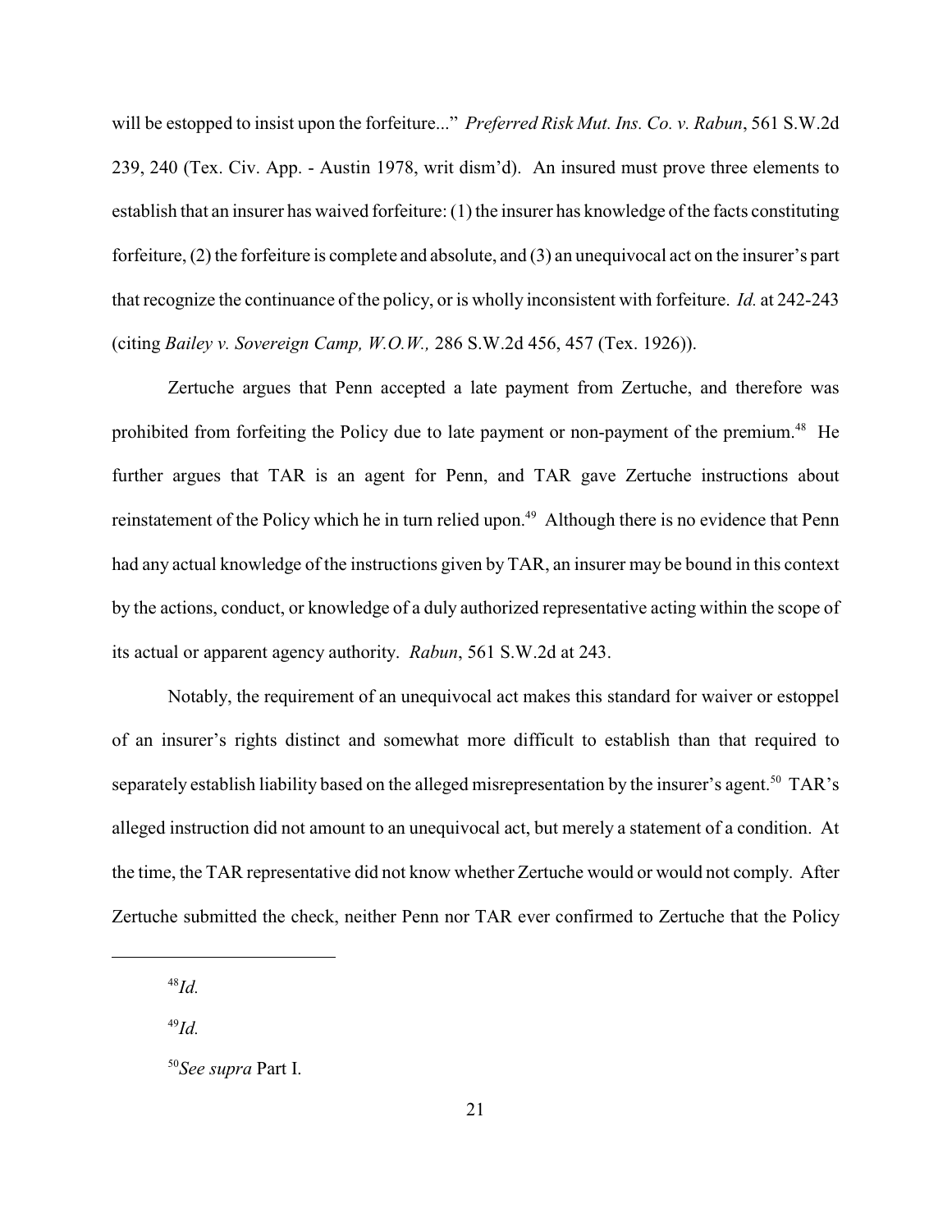will be estopped to insist upon the forfeiture..." *Preferred Risk Mut. Ins. Co. v. Rabun*, 561 S.W.2d 239, 240 (Tex. Civ. App. - Austin 1978, writ dism'd). An insured must prove three elements to establish that an insurer has waived forfeiture: (1) the insurer has knowledge of the facts constituting forfeiture, (2) the forfeiture is complete and absolute, and (3) an unequivocal act on the insurer's part that recognize the continuance of the policy, or is wholly inconsistent with forfeiture. *Id.* at 242-243 (citing *Bailey v. Sovereign Camp, W.O.W.,* 286 S.W.2d 456, 457 (Tex. 1926)).

Zertuche argues that Penn accepted a late payment from Zertuche, and therefore was prohibited from forfeiting the Policy due to late payment or non-payment of the premium.[48] He further argues that TAR is an agent for Penn, and TAR gave Zertuche instructions about reinstatement of the Policy which he in turn relied upon.[49] Although there is no evidence that Penn had any actual knowledge of the instructions given by TAR, an insurer may be bound in this context by the actions, conduct, or knowledge of a duly authorized representative acting within the scope of its actual or apparent agency authority. *Rabun*, 561 S.W.2d at 243.

Notably, the requirement of an unequivocal act makes this standard for waiver or estoppel of an insurer's rights distinct and somewhat more difficult to establish than that required to separately establish liability based on the alleged misrepresentation by the insurer's agent.[50] TAR's alleged instruction did not amount to an unequivocal act, but merely a statement of a condition. At the time, the TAR representative did not know whether Zertuche would or would not comply. After Zertuche submitted the check, neither Penn nor TAR ever confirmed to Zertuche that the Policy

---

[48] *Id.*

[49] *Id.*

[50] *See supra* Part I.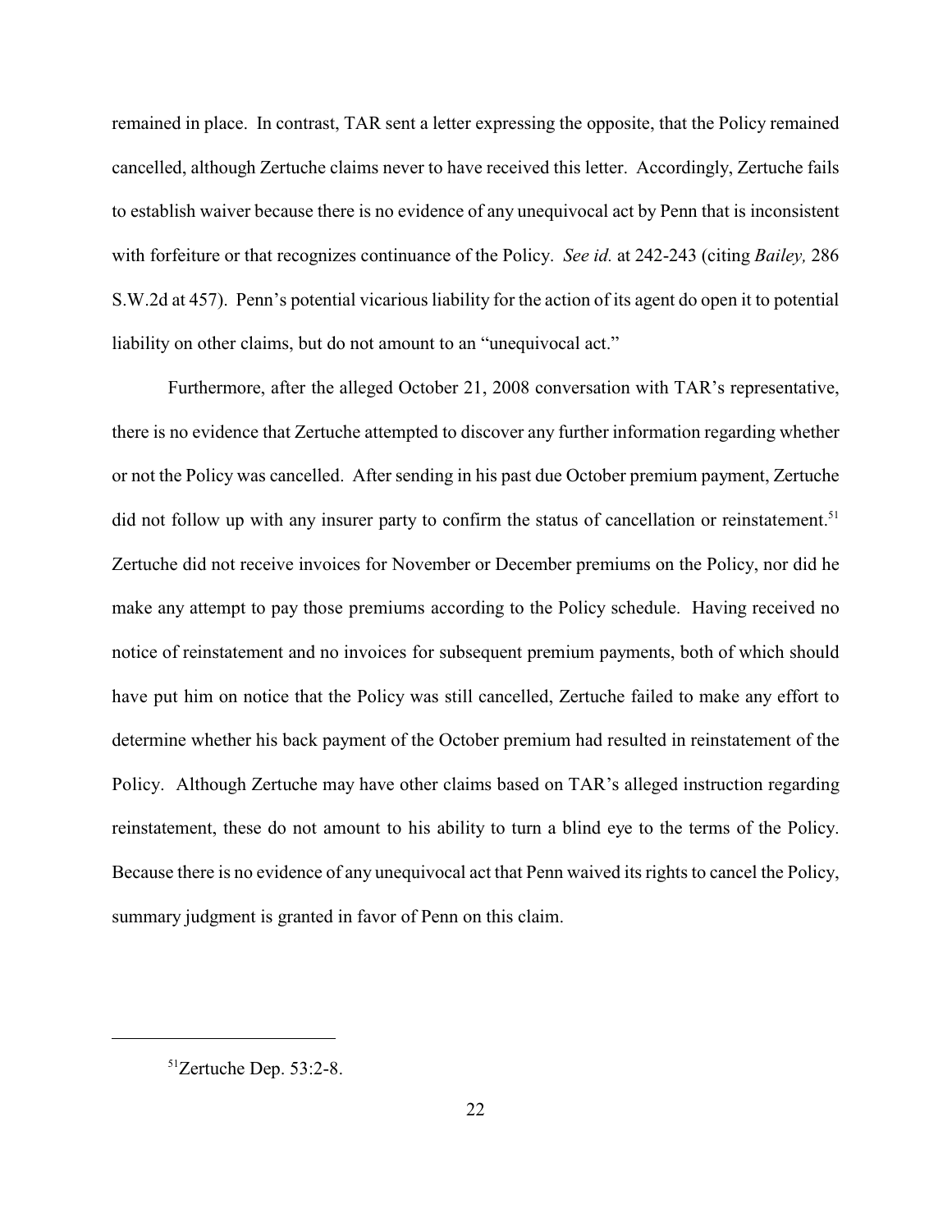remained in place. In contrast, TAR sent a letter expressing the opposite, that the Policy remained cancelled, although Zertuche claims never to have received this letter. Accordingly, Zertuche fails to establish waiver because there is no evidence of any unequivocal act by Penn that is inconsistent with forfeiture or that recognizes continuance of the Policy. *See id.* at 242-243 (citing *Bailey,* 286 S.W.2d at 457). Penn's potential vicarious liability for the action of its agent do open it to potential liability on other claims, but do not amount to an "unequivocal act."

Furthermore, after the alleged October 21, 2008 conversation with TAR's representative, there is no evidence that Zertuche attempted to discover any further information regarding whether or not the Policy was cancelled. After sending in his past due October premium payment, Zertuche did not follow up with any insurer party to confirm the status of cancellation or reinstatement.[51] Zertuche did not receive invoices for November or December premiums on the Policy, nor did he make any attempt to pay those premiums according to the Policy schedule. Having received no notice of reinstatement and no invoices for subsequent premium payments, both of which should have put him on notice that the Policy was still cancelled, Zertuche failed to make any effort to determine whether his back payment of the October premium had resulted in reinstatement of the Policy. Although Zertuche may have other claims based on TAR's alleged instruction regarding reinstatement, these do not amount to his ability to turn a blind eye to the terms of the Policy. Because there is no evidence of any unequivocal act that Penn waived its rights to cancel the Policy, summary judgment is granted in favor of Penn on this claim.

---

[51] Zertuche Dep. 53:2-8.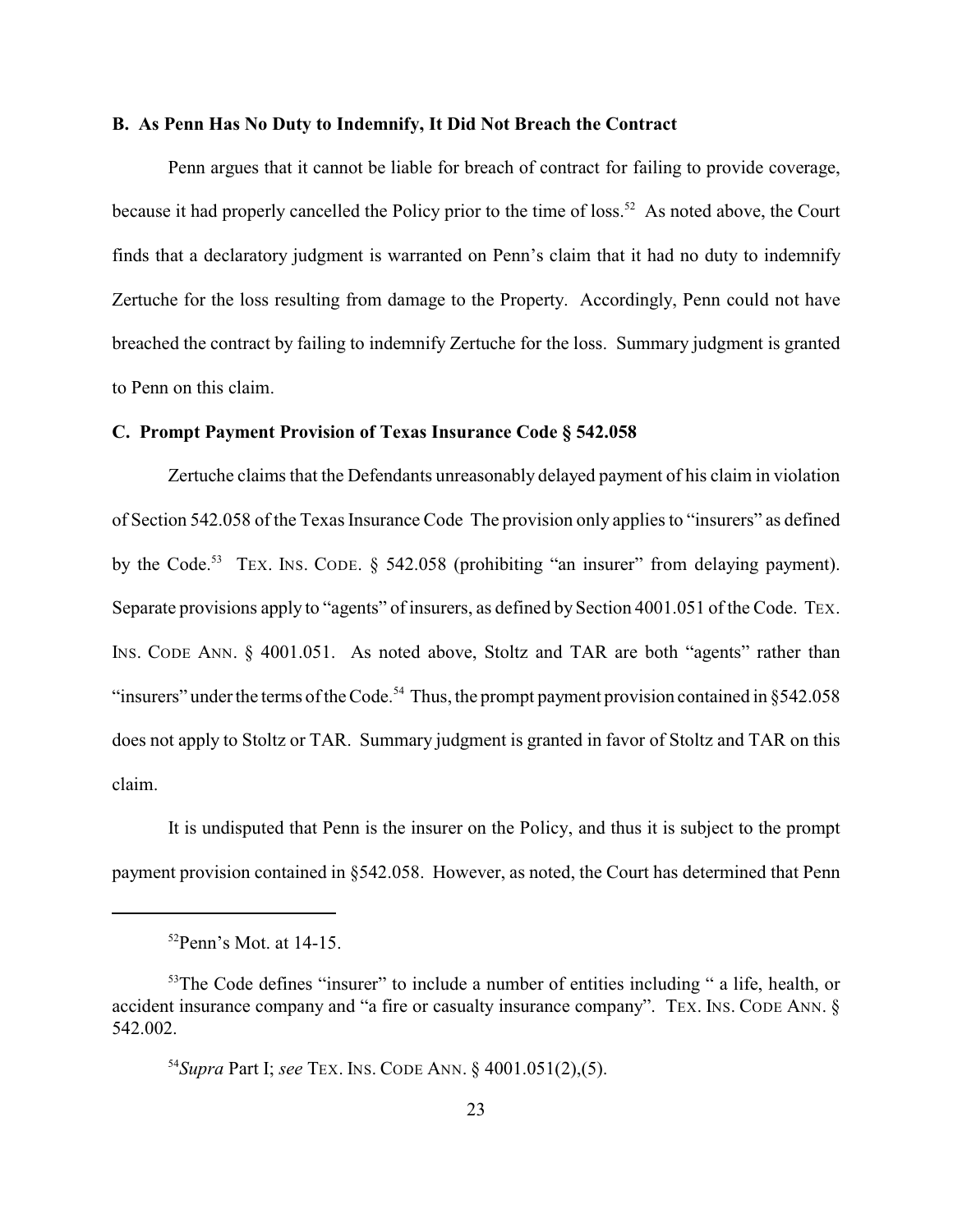### B. As Penn Has No Duty to Indemnify, It Did Not Breach the Contract

Penn argues that it cannot be liable for breach of contract for failing to provide coverage, because it had properly cancelled the Policy prior to the time of loss.[52] As noted above, the Court finds that a declaratory judgment is warranted on Penn's claim that it had no duty to indemnify Zertuche for the loss resulting from damage to the Property. Accordingly, Penn could not have breached the contract by failing to indemnify Zertuche for the loss. Summary judgment is granted to Penn on this claim.

### C. Prompt Payment Provision of Texas Insurance Code § 542.058

Zertuche claims that the Defendants unreasonably delayed payment of his claim in violation of Section 542.058 of the Texas Insurance Code The provision only applies to "insurers" as defined by the Code.[53] TEX. INS. CODE. § 542.058 (prohibiting "an insurer" from delaying payment). Separate provisions apply to "agents" of insurers, as defined by Section 4001.051 of the Code. TEX. INS. CODE ANN. § 4001.051. As noted above, Stoltz and TAR are both "agents" rather than "insurers" under the terms of the Code.[54] Thus, the prompt payment provision contained in §542.058 does not apply to Stoltz or TAR. Summary judgment is granted in favor of Stoltz and TAR on this claim.

It is undisputed that Penn is the insurer on the Policy, and thus it is subject to the prompt payment provision contained in §542.058. However, as noted, the Court has determined that Penn

---

[52] Penn's Mot. at 14-15.

[53] The Code defines "insurer" to include a number of entities including " a life, health, or accident insurance company and "a fire or casualty insurance company". TEX. INS. CODE ANN. § 542.002.

[54] *Supra* Part I; *see* TEX. INS. CODE ANN. § 4001.051(2),(5).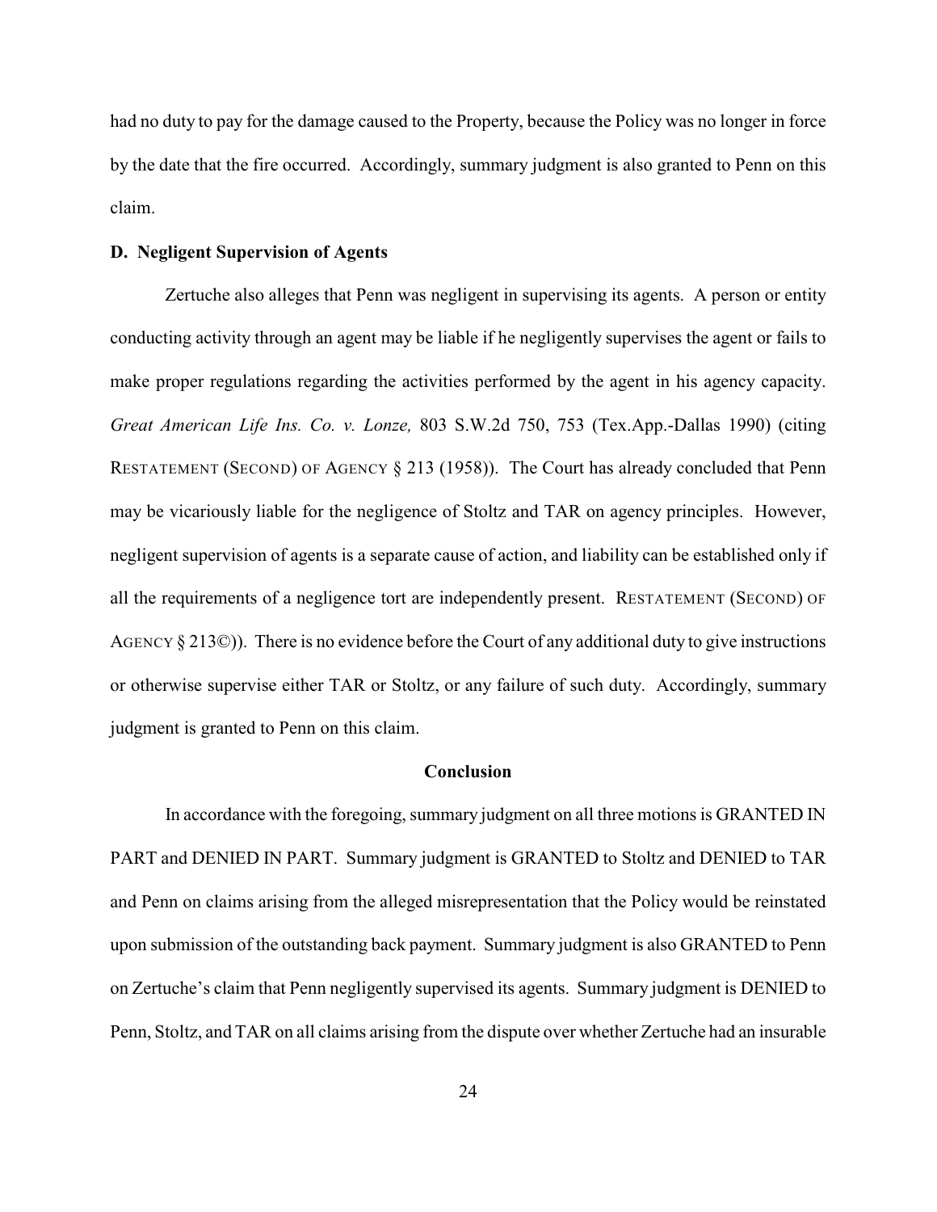had no duty to pay for the damage caused to the Property, because the Policy was no longer in force by the date that the fire occurred. Accordingly, summary judgment is also granted to Penn on this claim.

**D. Negligent Supervision of Agents**

Zertuche also alleges that Penn was negligent in supervising its agents. A person or entity conducting activity through an agent may be liable if he negligently supervises the agent or fails to make proper regulations regarding the activities performed by the agent in his agency capacity. *Great American Life Ins. Co. v. Lonze,* 803 S.W.2d 750, 753 (Tex.App.-Dallas 1990) (citing RESTATEMENT (SECOND) OF AGENCY § 213 (1958)). The Court has already concluded that Penn may be vicariously liable for the negligence of Stoltz and TAR on agency principles. However, negligent supervision of agents is a separate cause of action, and liability can be established only if all the requirements of a negligence tort are independently present. RESTATEMENT (SECOND) OF AGENCY § 213©)). There is no evidence before the Court of any additional duty to give instructions or otherwise supervise either TAR or Stoltz, or any failure of such duty. Accordingly, summary judgment is granted to Penn on this claim.

**Conclusion**

In accordance with the foregoing, summary judgment on all three motions is GRANTED IN PART and DENIED IN PART. Summary judgment is GRANTED to Stoltz and DENIED to TAR and Penn on claims arising from the alleged misrepresentation that the Policy would be reinstated upon submission of the outstanding back payment. Summary judgment is also GRANTED to Penn on Zertuche's claim that Penn negligently supervised its agents. Summary judgment is DENIED to Penn, Stoltz, and TAR on all claims arising from the dispute over whether Zertuche had an insurable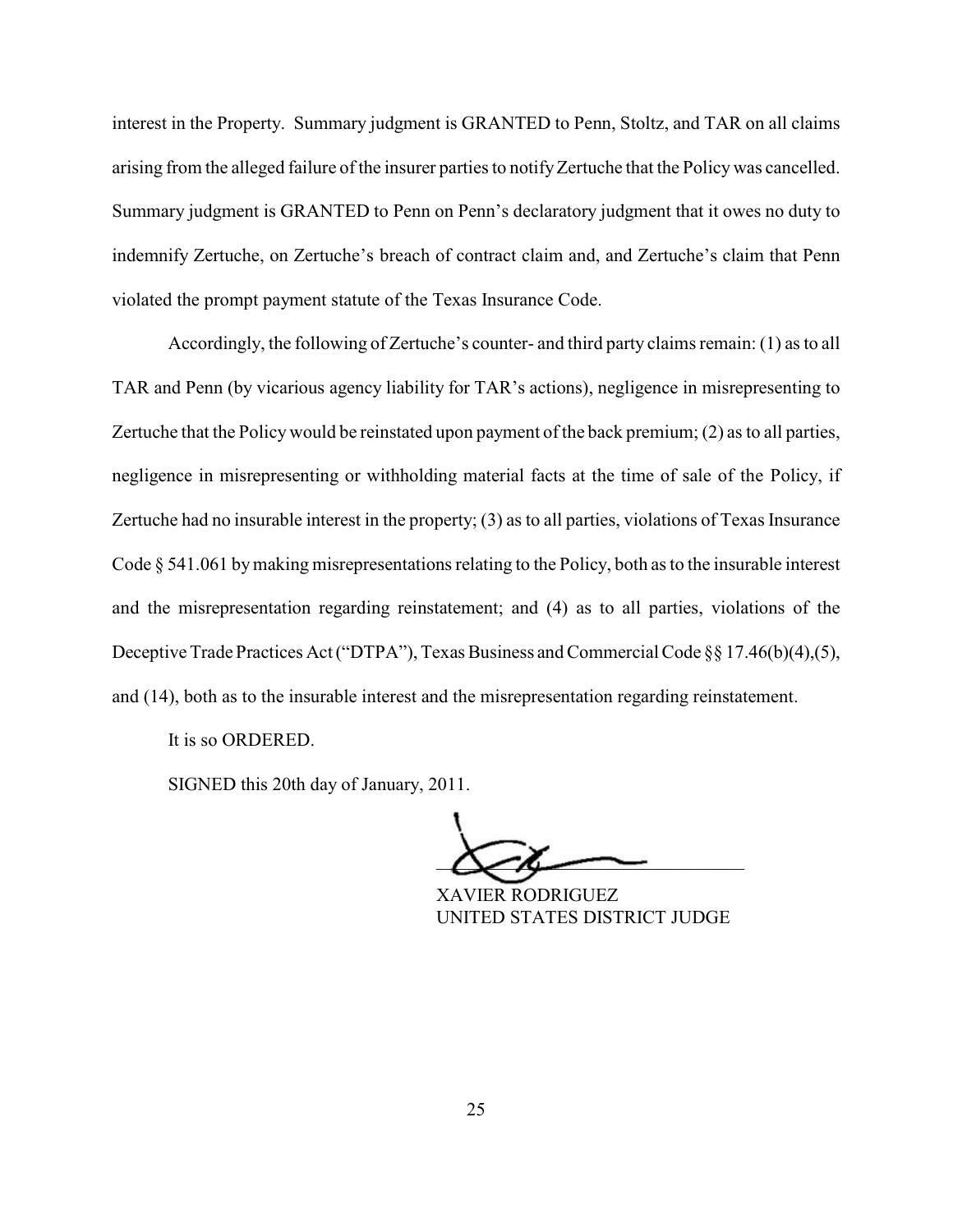interest in the Property. Summary judgment is GRANTED to Penn, Stoltz, and TAR on all claims arising from the alleged failure of the insurer parties to notify Zertuche that the Policy was cancelled. Summary judgment is GRANTED to Penn on Penn's declaratory judgment that it owes no duty to indemnify Zertuche, on Zertuche's breach of contract claim and, and Zertuche's claim that Penn violated the prompt payment statute of the Texas Insurance Code.

Accordingly, the following of Zertuche's counter- and third party claims remain: (1) as to all TAR and Penn (by vicarious agency liability for TAR's actions), negligence in misrepresenting to Zertuche that the Policy would be reinstated upon payment of the back premium; (2) as to all parties, negligence in misrepresenting or withholding material facts at the time of sale of the Policy, if Zertuche had no insurable interest in the property; (3) as to all parties, violations of Texas Insurance Code § 541.061 by making misrepresentations relating to the Policy, both as to the insurable interest and the misrepresentation regarding reinstatement; and (4) as to all parties, violations of the Deceptive Trade Practices Act ("DTPA"), Texas Business and Commercial Code §§ 17.46(b)(4),(5), and (14), both as to the insurable interest and the misrepresentation regarding reinstatement.

It is so ORDERED.

SIGNED this 20th day of January, 2011.

XAVIER RODRIGUEZ
UNITED STATES DISTRICT JUDGE